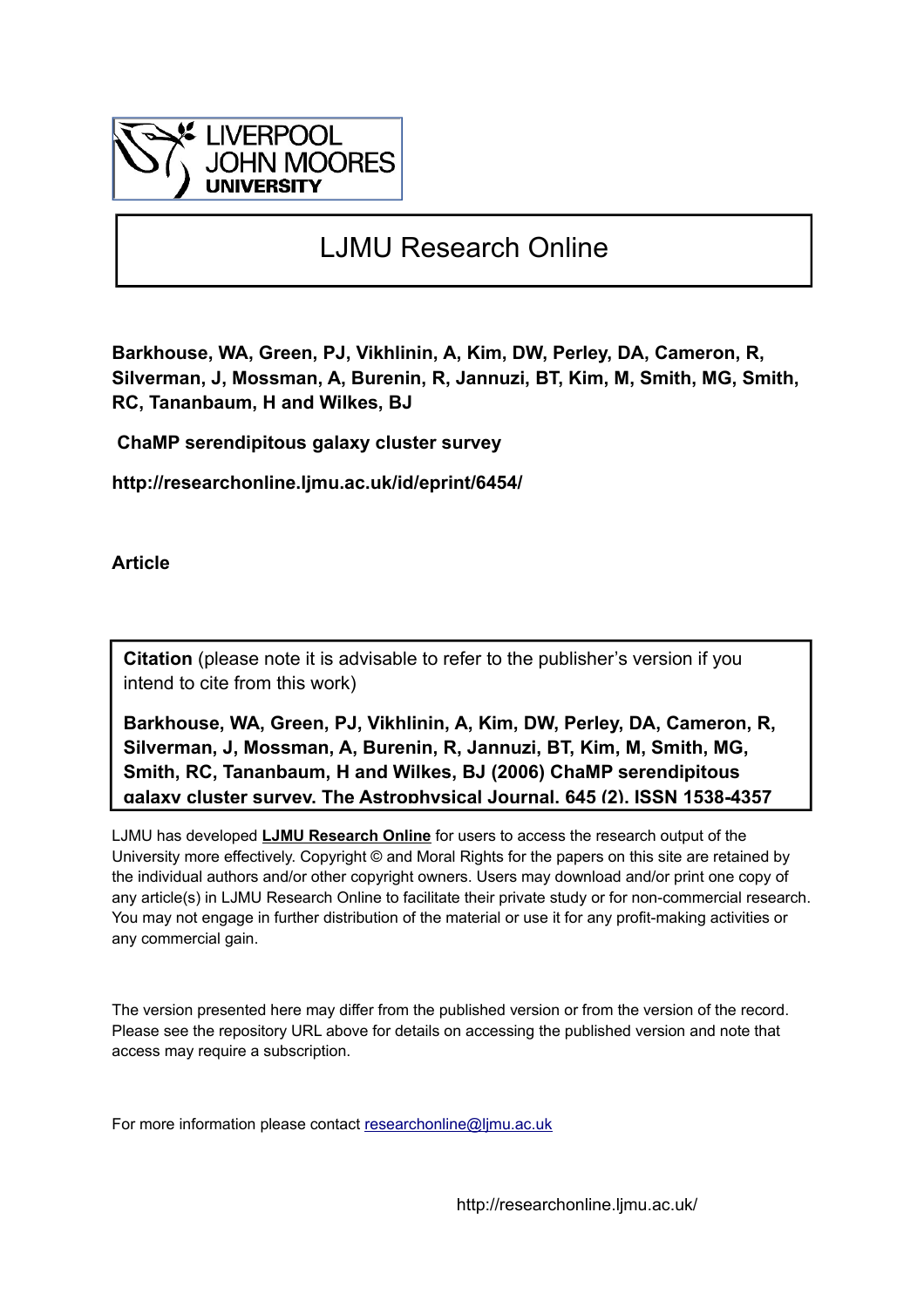LIVERPOOL JOHN MOORES UNIVERSITY

# LJMU Research Online

**Barkhouse, WA, Green, PJ, Vikhlinin, A, Kim, DW, Perley, DA, Cameron, R, Silverman, J, Mossman, A, Burenin, R, Jannuzi, BT, Kim, M, Smith, MG, Smith, RC, Tananbaum, H and Wilkes, BJ**

**ChaMP serendipitous galaxy cluster survey**

**http://researchonline.ljmu.ac.uk/id/eprint/6454/**

**Article**

**Citation** (please note it is advisable to refer to the publisher's version if you intend to cite from this work)

**Barkhouse, WA, Green, PJ, Vikhlinin, A, Kim, DW, Perley, DA, Cameron, R, Silverman, J, Mossman, A, Burenin, R, Jannuzi, BT, Kim, M, Smith, MG, Smith, RC, Tananbaum, H and Wilkes, BJ (2006) ChaMP serendipitous galaxy cluster survey. The Astrophysical Journal, 645 (2). ISSN 1538-4357**

LJMU has developed **LJMU Research Online** for users to access the research output of the University more effectively. Copyright © and Moral Rights for the papers on this site are retained by the individual authors and/or other copyright owners. Users may download and/or print one copy of any article(s) in LJMU Research Online to facilitate their private study or for non-commercial research. You may not engage in further distribution of the material or use it for any profit-making activities or any commercial gain.

The version presented here may differ from the published version or from the version of the record. Please see the repository URL above for details on accessing the published version and note that access may require a subscription.

For more information please contact researchonline@ljmu.ac.uk

http://researchonline.ljmu.ac.uk/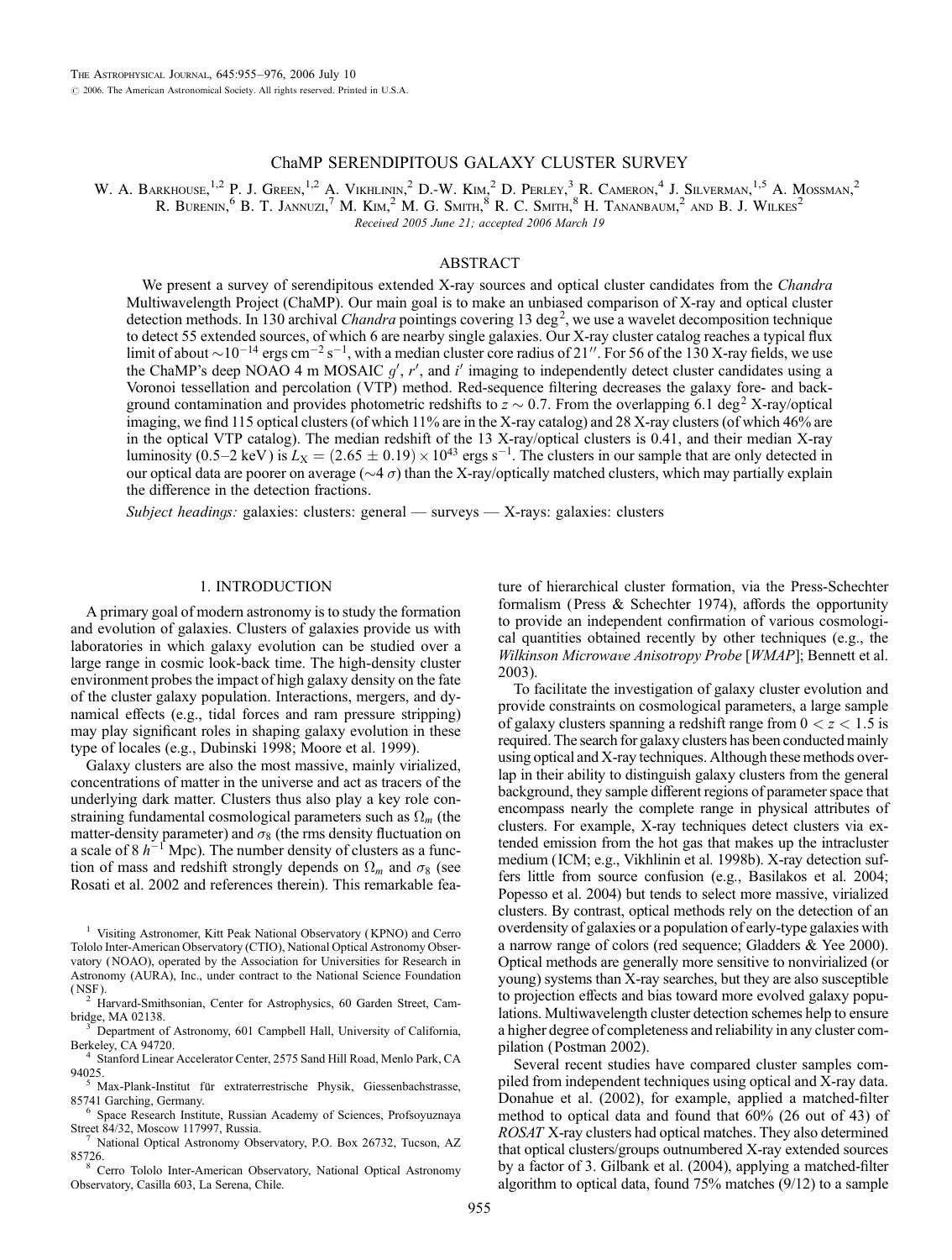ChaMP SERENDIPITOUS GALAXY CLUSTER SURVEY

W. A. Barkhouse,[1,2] P. J. Green,[1,2] A. Vikhlinin,[2] D.-W. Kim,[2] D. Perley,[3] R. Cameron,[4] J. Silverman,[1,5] A. Mossman,[2] R. Burenin,[6] B. T. Jannuzi,[7] M. Kim,[2] M. G. Smith,[8] R. C. Smith,[8] H. Tananbaum,[2] and B. J. Wilkes[2]

*Received 2005 June 21; accepted 2006 March 19*

## ABSTRACT

We present a survey of serendipitous extended X-ray sources and optical cluster candidates from the *Chandra* Multiwavelength Project (ChaMP). Our main goal is to make an unbiased comparison of X-ray and optical cluster detection methods. In 130 archival *Chandra* pointings covering 13 $\deg^2$, we use a wavelet decomposition technique to detect 55 extended sources, of which 6 are nearby single galaxies. Our X-ray cluster catalog reaches a typical flux limit of about $\sim 10^{-14}$ ergs $\mathrm{cm^{-2}\ s^{-1}}$, with a median cluster core radius of 21″. For 56 of the 130 X-ray fields, we use the ChaMP's deep NOAO 4 m MOSAIC $g'$, $r'$, and $i'$ imaging to independently detect cluster candidates using a Voronoi tessellation and percolation (VTP) method. Red-sequence filtering decreases the galaxy fore- and background contamination and provides photometric redshifts to $z \sim 0.7$. From the overlapping 6.1 $\deg^2$ X-ray/optical imaging, we find 115 optical clusters (of which 11% are in the X-ray catalog) and 28 X-ray clusters (of which 46% are in the optical VTP catalog). The median redshift of the 13 X-ray/optical clusters is 0.41, and their median X-ray luminosity (0.5–2 keV) is $L_X = (2.65 \pm 0.19) \times 10^{43}$ ergs $\mathrm{s^{-1}}$. The clusters in our sample that are only detected in our optical data are poorer on average ($\sim 4\ \sigma$) than the X-ray/optically matched clusters, which may partially explain the difference in the detection fractions.

*Subject headings:* galaxies: clusters: general — surveys — X-rays: galaxies: clusters

## 1. INTRODUCTION

A primary goal of modern astronomy is to study the formation and evolution of galaxies. Clusters of galaxies provide us with laboratories in which galaxy evolution can be studied over a large range in cosmic look-back time. The high-density cluster environment probes the impact of high galaxy density on the fate of the cluster galaxy population. Interactions, mergers, and dynamical effects (e.g., tidal forces and ram pressure stripping) may play significant roles in shaping galaxy evolution in these type of locales (e.g., Dubinski 1998; Moore et al. 1999).

Galaxy clusters are also the most massive, mainly virialized, concentrations of matter in the universe and act as tracers of the underlying dark matter. Clusters thus also play a key role constraining fundamental cosmological parameters such as $\Omega_m$ (the matter-density parameter) and $\sigma_8$ (the rms density fluctuation on a scale of 8 $h^{-1}$ Mpc). The number density of clusters as a function of mass and redshift strongly depends on $\Omega_m$ and $\sigma_8$ (see Rosati et al. 2002 and references therein). This remarkable feature of hierarchical cluster formation, via the Press-Schechter formalism (Press & Schechter 1974), affords the opportunity to provide an independent confirmation of various cosmological quantities obtained recently by other techniques (e.g., the *Wilkinson Microwave Anisotropy Probe* [*WMAP*]; Bennett et al. 2003).

To facilitate the investigation of galaxy cluster evolution and provide constraints on cosmological parameters, a large sample of galaxy clusters spanning a redshift range from $0 < z < 1.5$ is required. The search for galaxy clusters has been conducted mainly using optical and X-ray techniques. Although these methods overlap in their ability to distinguish galaxy clusters from the general background, they sample different regions of parameter space that encompass nearly the complete range in physical attributes of clusters. For example, X-ray techniques detect clusters via extended emission from the hot gas that makes up the intracluster medium (ICM; e.g., Vikhlinin et al. 1998b). X-ray detection suffers little from source confusion (e.g., Basilakos et al. 2004; Popesso et al. 2004) but tends to select more massive, virialized clusters. By contrast, optical methods rely on the detection of an overdensity of galaxies or a population of early-type galaxies with a narrow range of colors (red sequence; Gladders & Yee 2000). Optical methods are generally more sensitive to nonvirialized (or young) systems than X-ray searches, but they are also susceptible to projection effects and bias toward more evolved galaxy populations. Multiwavelength cluster detection schemes help to ensure a higher degree of completeness and reliability in any cluster compilation (Postman 2002).

Several recent studies have compared cluster samples compiled from independent techniques using optical and X-ray data. Donahue et al. (2002), for example, applied a matched-filter method to optical data and found that 60% (26 out of 43) of *ROSAT* X-ray clusters had optical matches. They also determined that optical clusters/groups outnumbered X-ray extended sources by a factor of 3. Gilbank et al. (2004), applying a matched-filter algorithm to optical data, found 75% matches (9/12) to a sample

[1] Visiting Astronomer, Kitt Peak National Observatory (KPNO) and Cerro Tololo Inter-American Observatory (CTIO), National Optical Astronomy Observatory (NOAO), operated by the Association for Universities for Research in Astronomy (AURA), Inc., under contract to the National Science Foundation (NSF).

[2] Harvard-Smithsonian, Center for Astrophysics, 60 Garden Street, Cambridge, MA 02138.

[3] Department of Astronomy, 601 Campbell Hall, University of California, Berkeley, CA 94720.

[4] Stanford Linear Accelerator Center, 2575 Sand Hill Road, Menlo Park, CA 94025.

[5] Max-Plank-Institut für extraterrestrische Physik, Giessenbachstrasse, 85741 Garching, Germany.

[6] Space Research Institute, Russian Academy of Sciences, Profsoyuznaya Street 84/32, Moscow 117997, Russia.

[7] National Optical Astronomy Observatory, P.O. Box 26732, Tucson, AZ 85726.

[8] Cerro Tololo Inter-American Observatory, National Optical Astronomy Observatory, Casilla 603, La Serena, Chile.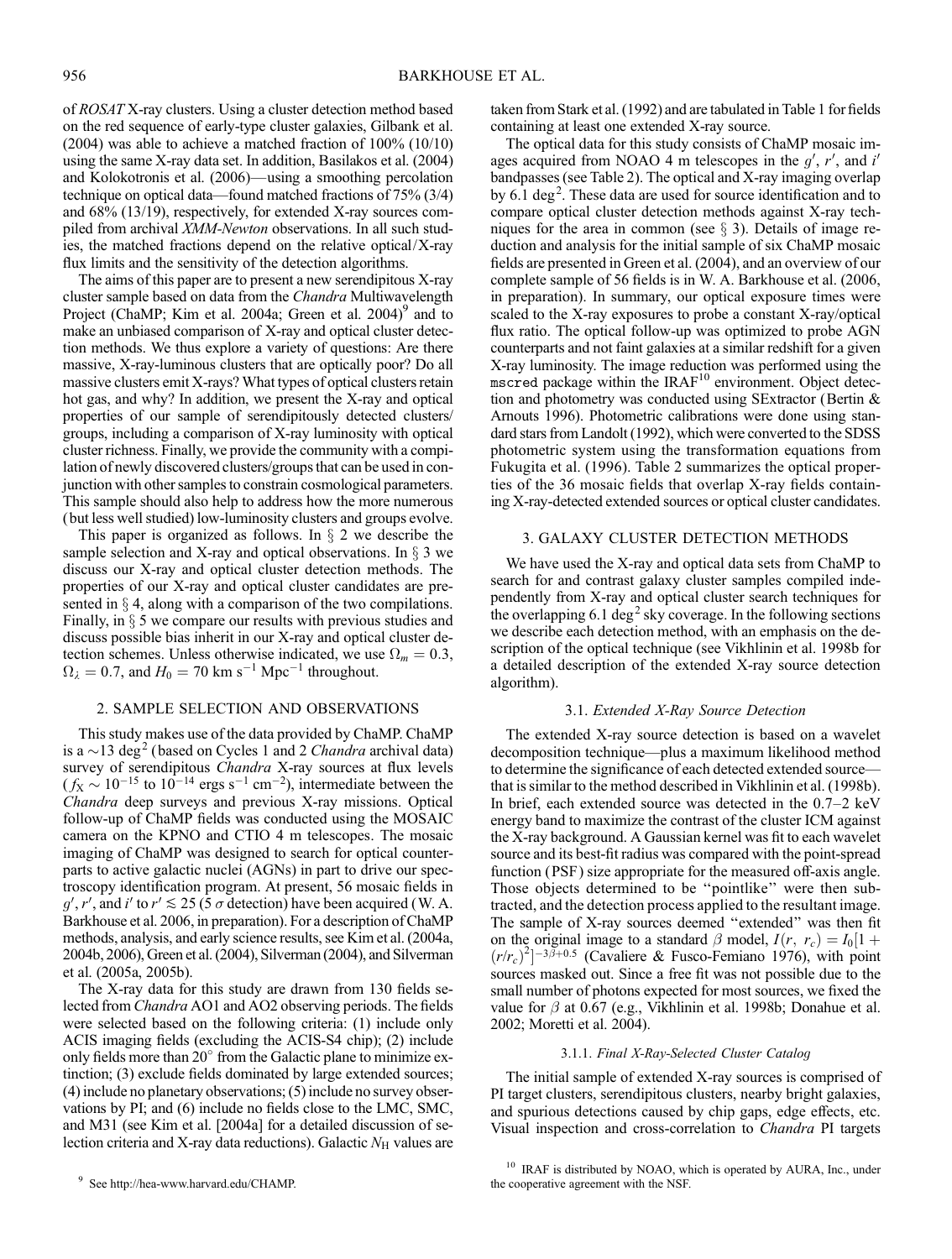of *ROSAT* X-ray clusters. Using a cluster detection method based on the red sequence of early-type cluster galaxies, Gilbank et al. (2004) was able to achieve a matched fraction of 100% (10/10) using the same X-ray data set. In addition, Basilakos et al. (2004) and Kolokotronis et al. (2006)—using a smoothing percolation technique on optical data—found matched fractions of 75% (3/4) and 68% (13/19), respectively, for extended X-ray sources compiled from archival *XMM-Newton* observations. In all such studies, the matched fractions depend on the relative optical/X-ray flux limits and the sensitivity of the detection algorithms.

The aims of this paper are to present a new serendipitous X-ray cluster sample based on data from the *Chandra* Multiwavelength Project (ChaMP; Kim et al. 2004a; Green et al. 2004)[9] and to make an unbiased comparison of X-ray and optical cluster detection methods. We thus explore a variety of questions: Are there massive, X-ray-luminous clusters that are optically poor? Do all massive clusters emit X-rays? What types of optical clusters retain hot gas, and why? In addition, we present the X-ray and optical properties of our sample of serendipitously detected clusters/groups, including a comparison of X-ray luminosity with optical cluster richness. Finally, we provide the community with a compilation of newly discovered clusters/groups that can be used in conjunction with other samples to constrain cosmological parameters. This sample should also help to address how the more numerous (but less well studied) low-luminosity clusters and groups evolve.

This paper is organized as follows. In § 2 we describe the sample selection and X-ray and optical observations. In § 3 we discuss our X-ray and optical cluster detection methods. The properties of our X-ray and optical cluster candidates are presented in § 4, along with a comparison of the two compilations. Finally, in § 5 we compare our results with previous studies and discuss possible bias inherit in our X-ray and optical cluster detection schemes. Unless otherwise indicated, we use $\Omega_m = 0.3$, $\Omega_\lambda = 0.7$, and $H_0 = 70$ km s$^{-1}$ Mpc$^{-1}$ throughout.

## 2. SAMPLE SELECTION AND OBSERVATIONS

This study makes use of the data provided by ChaMP. ChaMP is a $\sim$13 deg$^2$ (based on Cycles 1 and 2 *Chandra* archival data) survey of serendipitous *Chandra* X-ray sources at flux levels ($f_X \sim 10^{-15}$ to $10^{-14}$ ergs s$^{-1}$ cm$^{-2}$), intermediate between the *Chandra* deep surveys and previous X-ray missions. Optical follow-up of ChaMP fields was conducted using the MOSAIC camera on the KPNO and CTIO 4 m telescopes. The mosaic imaging of ChaMP was designed to search for optical counterparts to active galactic nuclei (AGNs) in part to drive our spectroscopy identification program. At present, 56 mosaic fields in $g'$, $r'$, and $i'$ to $r' \lesssim 25$ (5 $\sigma$ detection) have been acquired (W. A. Barkhouse et al. 2006, in preparation). For a description of ChaMP methods, analysis, and early science results, see Kim et al. (2004a, 2004b, 2006), Green et al. (2004), Silverman (2004), and Silverman et al. (2005a, 2005b).

The X-ray data for this study are drawn from 130 fields selected from *Chandra* AO1 and AO2 observing periods. The fields were selected based on the following criteria: (1) include only ACIS imaging fields (excluding the ACIS-S4 chip); (2) include only fields more than 20° from the Galactic plane to minimize extinction; (3) exclude fields dominated by large extended sources; (4) include no planetary observations; (5) include no survey observations by PI; and (6) include no fields close to the LMC, SMC, and M31 (see Kim et al. [2004a] for a detailed discussion of selection criteria and X-ray data reductions). Galactic $N_{\rm H}$ values are taken from Stark et al. (1992) and are tabulated in Table 1 for fields containing at least one extended X-ray source.

The optical data for this study consists of ChaMP mosaic images acquired from NOAO 4 m telescopes in the $g'$, $r'$, and $i'$ bandpasses (see Table 2). The optical and X-ray imaging overlap by 6.1 deg$^2$. These data are used for source identification and to compare optical cluster detection methods against X-ray techniques for the area in common (see § 3). Details of image reduction and analysis for the initial sample of six ChaMP mosaic fields are presented in Green et al. (2004), and an overview of our complete sample of 56 fields is in W. A. Barkhouse et al. (2006, in preparation). In summary, our optical exposure times were scaled to the X-ray exposures to probe a constant X-ray/optical flux ratio. The optical follow-up was optimized to probe AGN counterparts and not faint galaxies at a similar redshift for a given X-ray luminosity. The image reduction was performed using the `mscred` package within the IRAF[10] environment. Object detection and photometry was conducted using SExtractor (Bertin & Arnouts 1996). Photometric calibrations were done using standard stars from Landolt (1992), which were converted to the SDSS photometric system using the transformation equations from Fukugita et al. (1996). Table 2 summarizes the optical properties of the 36 mosaic fields that overlap X-ray fields containing X-ray-detected extended sources or optical cluster candidates.

## 3. GALAXY CLUSTER DETECTION METHODS

We have used the X-ray and optical data sets from ChaMP to search for and contrast galaxy cluster samples compiled independently from X-ray and optical cluster search techniques for the overlapping 6.1 deg$^2$ sky coverage. In the following sections we describe each detection method, with an emphasis on the description of the optical technique (see Vikhlinin et al. 1998b for a detailed description of the extended X-ray source detection algorithm).

### 3.1. *Extended X-Ray Source Detection*

The extended X-ray source detection is based on a wavelet decomposition technique—plus a maximum likelihood method to determine the significance of each detected extended source—that is similar to the method described in Vikhlinin et al. (1998b). In brief, each extended source was detected in the 0.7–2 keV energy band to maximize the contrast of the cluster ICM against the X-ray background. A Gaussian kernel was fit to each wavelet source and its best-fit radius was compared with the point-spread function (PSF) size appropriate for the measured off-axis angle. Those objects determined to be "pointlike" were then subtracted, and the detection process applied to the resultant image. The sample of X-ray sources deemed "extended" was then fit on the original image to a standard $\beta$ model, $I(r,\ r_c) = I_0[1 + (r/r_c)^2]^{-3\beta+0.5}$ (Cavaliere & Fusco-Femiano 1976), with point sources masked out. Since a free fit was not possible due to the small number of photons expected for most sources, we fixed the value for $\beta$ at 0.67 (e.g., Vikhlinin et al. 1998b; Donahue et al. 2002; Moretti et al. 2004).

#### 3.1.1. *Final X-Ray-Selected Cluster Catalog*

The initial sample of extended X-ray sources is comprised of PI target clusters, serendipitous clusters, nearby bright galaxies, and spurious detections caused by chip gaps, edge effects, etc. Visual inspection and cross-correlation to *Chandra* PI targets

[9] See http://hea-www.harvard.edu/CHAMP.

[10] IRAF is distributed by NOAO, which is operated by AURA, Inc., under the cooperative agreement with the NSF.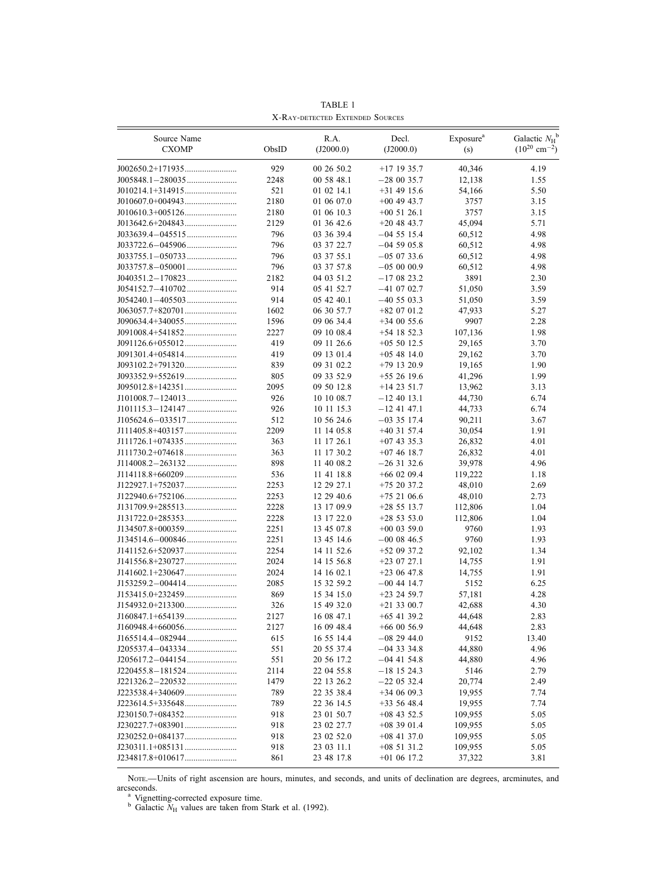TABLE 1

X-Ray-detected Extended Sources

| Source Name CXOMP | ObsID | R.A. (J2000.0) | Decl. (J2000.0) | Exposure[a] (s) | Galactic $N_H$[b] ($10^{20}$ cm$^{-2}$) |
|---|---|---|---|---|---|
| J002650.2+171935 | 929 | 00 26 50.2 | +17 19 35.7 | 40,346 | 4.19 |
| J005848.1−280035 | 2248 | 00 58 48.1 | −28 00 35.7 | 12,138 | 1.55 |
| J010214.1+314915 | 521 | 01 02 14.1 | +31 49 15.6 | 54,166 | 5.50 |
| J010607.0+004943 | 2180 | 01 06 07.0 | +00 49 43.7 | 3757 | 3.15 |
| J010610.3+005126 | 2180 | 01 06 10.3 | +00 51 26.1 | 3757 | 3.15 |
| J013642.6+204843 | 2129 | 01 36 42.6 | +20 48 43.7 | 45,094 | 5.71 |
| J033639.4−045515 | 796 | 03 36 39.4 | −04 55 15.4 | 60,512 | 4.98 |
| J033722.6−045906 | 796 | 03 37 22.7 | −04 59 05.8 | 60,512 | 4.98 |
| J033755.1−050733 | 796 | 03 37 55.1 | −05 07 33.6 | 60,512 | 4.98 |
| J033757.8−050001 | 796 | 03 37 57.8 | −05 00 00.9 | 60,512 | 4.98 |
| J040351.2−170823 | 2182 | 04 03 51.2 | −17 08 23.2 | 3891 | 2.30 |
| J054152.7−410702 | 914 | 05 41 52.7 | −41 07 02.7 | 51,050 | 3.59 |
| J054240.1−405503 | 914 | 05 42 40.1 | −40 55 03.3 | 51,050 | 3.59 |
| J063057.7+820701 | 1602 | 06 30 57.7 | +82 07 01.2 | 47,933 | 5.27 |
| J090634.4+340055 | 1596 | 09 06 34.4 | +34 00 55.6 | 9907 | 2.28 |
| J091008.4+541852 | 2227 | 09 10 08.4 | +54 18 52.3 | 107,136 | 1.98 |
| J091126.6+055012 | 419 | 09 11 26.6 | +05 50 12.5 | 29,165 | 3.70 |
| J091301.4+054814 | 419 | 09 13 01.4 | +05 48 14.0 | 29,162 | 3.70 |
| J093102.2+791320 | 839 | 09 31 02.2 | +79 13 20.9 | 19,165 | 1.90 |
| J093352.9+552619 | 805 | 09 33 52.9 | +55 26 19.6 | 41,296 | 1.99 |
| J095012.8+142351 | 2095 | 09 50 12.8 | +14 23 51.7 | 13,962 | 3.13 |
| J101008.7−124013 | 926 | 10 10 08.7 | −12 40 13.1 | 44,730 | 6.74 |
| J101115.3−124147 | 926 | 10 11 15.3 | −12 41 47.1 | 44,733 | 6.74 |
| J105624.6−033517 | 512 | 10 56 24.6 | −03 35 17.4 | 90,211 | 3.67 |
| J111405.8+403157 | 2209 | 11 14 05.8 | +40 31 57.4 | 30,054 | 1.91 |
| J111726.1+074335 | 363 | 11 17 26.1 | +07 43 35.3 | 26,832 | 4.01 |
| J111730.2+074618 | 363 | 11 17 30.2 | +07 46 18.7 | 26,832 | 4.01 |
| J114008.2−263132 | 898 | 11 40 08.2 | −26 31 32.6 | 39,978 | 4.96 |
| J114118.8+660209 | 536 | 11 41 18.8 | +66 02 09.4 | 119,222 | 1.18 |
| J122927.1+752037 | 2253 | 12 29 27.1 | +75 20 37.2 | 48,010 | 2.69 |
| J122940.6+752106 | 2253 | 12 29 40.6 | +75 21 06.6 | 48,010 | 2.73 |
| J131709.9+285513 | 2228 | 13 17 09.9 | +28 55 13.7 | 112,806 | 1.04 |
| J131722.0+285353 | 2228 | 13 17 22.0 | +28 53 53.0 | 112,806 | 1.04 |
| J134507.8+000359 | 2251 | 13 45 07.8 | +00 03 59.0 | 9760 | 1.93 |
| J134514.6−000846 | 2251 | 13 45 14.6 | −00 08 46.5 | 9760 | 1.93 |
| J141152.6+520937 | 2254 | 14 11 52.6 | +52 09 37.2 | 92,102 | 1.34 |
| J141556.8+230727 | 2024 | 14 15 56.8 | +23 07 27.1 | 14,755 | 1.91 |
| J141602.1+230647 | 2024 | 14 16 02.1 | +23 06 47.8 | 14,755 | 1.91 |
| J153259.2−004414 | 2085 | 15 32 59.2 | −00 44 14.7 | 5152 | 6.25 |
| J153415.0+232459 | 869 | 15 34 15.0 | +23 24 59.7 | 57,181 | 4.28 |
| J154932.0+213300 | 326 | 15 49 32.0 | +21 33 00.7 | 42,688 | 4.30 |
| J160847.1+654139 | 2127 | 16 08 47.1 | +65 41 39.2 | 44,648 | 2.83 |
| J160948.4+660056 | 2127 | 16 09 48.4 | +66 00 56.9 | 44,648 | 2.83 |
| J165514.4−082944 | 615 | 16 55 14.4 | −08 29 44.0 | 9152 | 13.40 |
| J205537.4−043334 | 551 | 20 55 37.4 | −04 33 34.8 | 44,880 | 4.96 |
| J205617.2−044154 | 551 | 20 56 17.2 | −04 41 54.8 | 44,880 | 4.96 |
| J220455.8−181524 | 2114 | 22 04 55.8 | −18 15 24.3 | 5146 | 2.79 |
| J221326.2−220532 | 1479 | 22 13 26.2 | −22 05 32.4 | 20,774 | 2.49 |
| J223538.4+340609 | 789 | 22 35 38.4 | +34 06 09.3 | 19,955 | 7.74 |
| J223614.5+335648 | 789 | 22 36 14.5 | +33 56 48.4 | 19,955 | 7.74 |
| J230150.7+084352 | 918 | 23 01 50.7 | +08 43 52.5 | 109,955 | 5.05 |
| J230227.7+083901 | 918 | 23 02 27.7 | +08 39 01.4 | 109,955 | 5.05 |
| J230252.0+084137 | 918 | 23 02 52.0 | +08 41 37.0 | 109,955 | 5.05 |
| J230311.1+085131 | 918 | 23 03 11.1 | +08 51 31.2 | 109,955 | 5.05 |
| J234817.8+010617 | 861 | 23 48 17.8 | +01 06 17.2 | 37,322 | 3.81 |

Note.—Units of right ascension are hours, minutes, and seconds, and units of declination are degrees, arcminutes, and arcseconds.

[a] Vignetting-corrected exposure time.

[b] Galactic $N_H$ values are taken from Stark et al. (1992).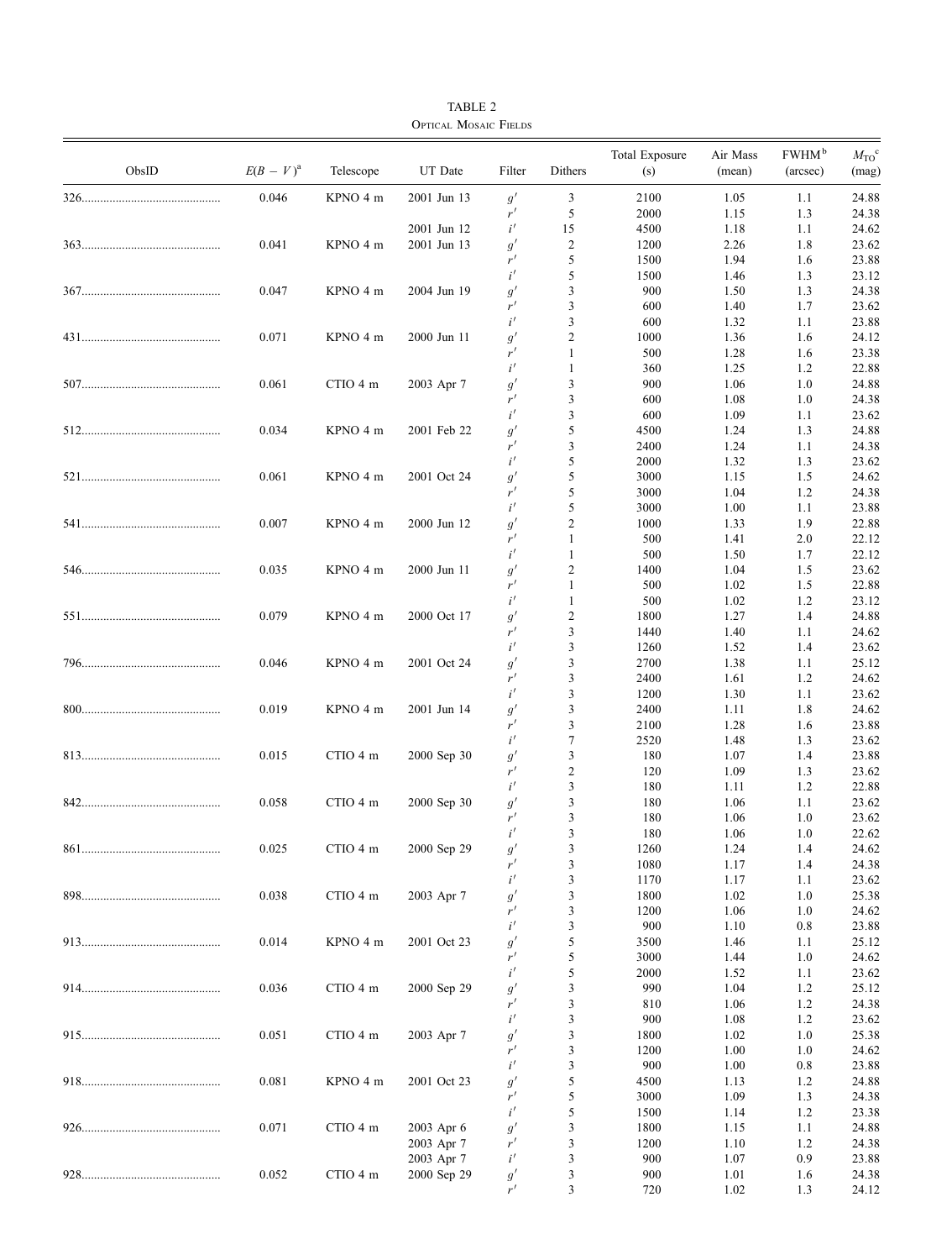TABLE 2

Optical Mosaic Fields

| ObsID | $E(B-V)$[a] | Telescope | UT Date | Filter | Dithers | Total Exposure (s) | Air Mass (mean) | FWHM[b] (arcsec) | $M_{TO}$[c] (mag) |
|---|---|---|---|---|---|---|---|---|---|
| 326 | 0.046 | KPNO 4 m | 2001 Jun 13 | $g'$ | 3 | 2100 | 1.05 | 1.1 | 24.88 |
| | | | | $r'$ | 5 | 2000 | 1.15 | 1.3 | 24.38 |
| | | | 2001 Jun 12 | $i'$ | 15 | 4500 | 1.18 | 1.1 | 24.62 |
| 363 | 0.041 | KPNO 4 m | 2001 Jun 13 | $g'$ | 2 | 1200 | 2.26 | 1.8 | 23.62 |
| | | | | $r'$ | 5 | 1500 | 1.94 | 1.6 | 23.88 |
| | | | | $i'$ | 5 | 1500 | 1.46 | 1.3 | 23.12 |
| 367 | 0.047 | KPNO 4 m | 2004 Jun 19 | $g'$ | 3 | 900 | 1.50 | 1.3 | 24.38 |
| | | | | $r'$ | 3 | 600 | 1.40 | 1.7 | 23.62 |
| | | | | $i'$ | 3 | 600 | 1.32 | 1.1 | 23.88 |
| 431 | 0.071 | KPNO 4 m | 2000 Jun 11 | $g'$ | 2 | 1000 | 1.36 | 1.6 | 24.12 |
| | | | | $r'$ | 1 | 500 | 1.28 | 1.6 | 23.38 |
| | | | | $i'$ | 1 | 360 | 1.25 | 1.2 | 22.88 |
| 507 | 0.061 | CTIO 4 m | 2003 Apr 7 | $g'$ | 3 | 900 | 1.06 | 1.0 | 24.88 |
| | | | | $r'$ | 3 | 600 | 1.08 | 1.0 | 24.38 |
| | | | | $i'$ | 3 | 600 | 1.09 | 1.1 | 23.62 |
| 512 | 0.034 | KPNO 4 m | 2001 Feb 22 | $g'$ | 5 | 4500 | 1.24 | 1.3 | 24.88 |
| | | | | $r'$ | 3 | 2400 | 1.24 | 1.1 | 24.38 |
| | | | | $i'$ | 5 | 2000 | 1.32 | 1.3 | 23.62 |
| 521 | 0.061 | KPNO 4 m | 2001 Oct 24 | $g'$ | 5 | 3000 | 1.15 | 1.5 | 24.62 |
| | | | | $r'$ | 5 | 3000 | 1.04 | 1.2 | 24.38 |
| | | | | $i'$ | 5 | 3000 | 1.00 | 1.1 | 23.88 |
| 541 | 0.007 | KPNO 4 m | 2000 Jun 12 | $g'$ | 2 | 1000 | 1.33 | 1.9 | 22.88 |
| | | | | $r'$ | 1 | 500 | 1.41 | 2.0 | 22.12 |
| | | | | $i'$ | 1 | 500 | 1.50 | 1.7 | 22.12 |
| 546 | 0.035 | KPNO 4 m | 2000 Jun 11 | $g'$ | 2 | 1400 | 1.04 | 1.5 | 23.62 |
| | | | | $r'$ | 1 | 500 | 1.02 | 1.5 | 22.88 |
| | | | | $i'$ | 1 | 500 | 1.02 | 1.2 | 23.12 |
| 551 | 0.079 | KPNO 4 m | 2000 Oct 17 | $g'$ | 2 | 1800 | 1.27 | 1.4 | 24.88 |
| | | | | $r'$ | 3 | 1440 | 1.40 | 1.1 | 24.62 |
| | | | | $i'$ | 3 | 1260 | 1.52 | 1.4 | 23.62 |
| 796 | 0.046 | KPNO 4 m | 2001 Oct 24 | $g'$ | 3 | 2700 | 1.38 | 1.1 | 25.12 |
| | | | | $r'$ | 3 | 2400 | 1.61 | 1.2 | 24.62 |
| | | | | $i'$ | 3 | 1200 | 1.30 | 1.1 | 23.62 |
| 800 | 0.019 | KPNO 4 m | 2001 Jun 14 | $g'$ | 3 | 2400 | 1.11 | 1.8 | 24.62 |
| | | | | $r'$ | 3 | 2100 | 1.28 | 1.6 | 23.88 |
| | | | | $i'$ | 7 | 2520 | 1.48 | 1.3 | 23.62 |
| 813 | 0.015 | CTIO 4 m | 2000 Sep 30 | $g'$ | 3 | 180 | 1.07 | 1.4 | 23.88 |
| | | | | $r'$ | 2 | 120 | 1.09 | 1.3 | 23.62 |
| | | | | $i'$ | 3 | 180 | 1.11 | 1.2 | 22.88 |
| 842 | 0.058 | CTIO 4 m | 2000 Sep 30 | $g'$ | 3 | 180 | 1.06 | 1.1 | 23.62 |
| | | | | $r'$ | 3 | 180 | 1.06 | 1.0 | 23.62 |
| | | | | $i'$ | 3 | 180 | 1.06 | 1.0 | 22.62 |
| 861 | 0.025 | CTIO 4 m | 2000 Sep 29 | $g'$ | 3 | 1260 | 1.24 | 1.4 | 24.62 |
| | | | | $r'$ | 3 | 1080 | 1.17 | 1.4 | 24.38 |
| | | | | $i'$ | 3 | 1170 | 1.17 | 1.1 | 23.62 |
| 898 | 0.038 | CTIO 4 m | 2003 Apr 7 | $g'$ | 3 | 1800 | 1.02 | 1.0 | 25.38 |
| | | | | $r'$ | 3 | 1200 | 1.06 | 1.0 | 24.62 |
| | | | | $i'$ | 3 | 900 | 1.10 | 0.8 | 23.88 |
| 913 | 0.014 | KPNO 4 m | 2001 Oct 23 | $g'$ | 5 | 3500 | 1.46 | 1.1 | 25.12 |
| | | | | $r'$ | 5 | 3000 | 1.44 | 1.0 | 24.62 |
| | | | | $i'$ | 5 | 2000 | 1.52 | 1.1 | 23.62 |
| 914 | 0.036 | CTIO 4 m | 2000 Sep 29 | $g'$ | 3 | 990 | 1.04 | 1.2 | 25.12 |
| | | | | $r'$ | 3 | 810 | 1.06 | 1.2 | 24.38 |
| | | | | $i'$ | 3 | 900 | 1.08 | 1.2 | 23.62 |
| 915 | 0.051 | CTIO 4 m | 2003 Apr 7 | $g'$ | 3 | 1800 | 1.02 | 1.0 | 25.38 |
| | | | | $r'$ | 3 | 1200 | 1.00 | 1.0 | 24.62 |
| | | | | $i'$ | 3 | 900 | 1.00 | 0.8 | 23.88 |
| 918 | 0.081 | KPNO 4 m | 2001 Oct 23 | $g'$ | 5 | 4500 | 1.13 | 1.2 | 24.88 |
| | | | | $r'$ | 5 | 3000 | 1.09 | 1.3 | 24.38 |
| | | | | $i'$ | 5 | 1500 | 1.14 | 1.2 | 23.38 |
| 926 | 0.071 | CTIO 4 m | 2003 Apr 6 | $g'$ | 3 | 1800 | 1.15 | 1.1 | 24.88 |
| | | | 2003 Apr 7 | $r'$ | 3 | 1200 | 1.10 | 1.2 | 24.38 |
| | | | 2003 Apr 7 | $i'$ | 3 | 900 | 1.07 | 0.9 | 23.88 |
| 928 | 0.052 | CTIO 4 m | 2000 Sep 29 | $g'$ | 3 | 900 | 1.01 | 1.6 | 24.38 |
| | | | | $r'$ | 3 | 720 | 1.02 | 1.3 | 24.12 |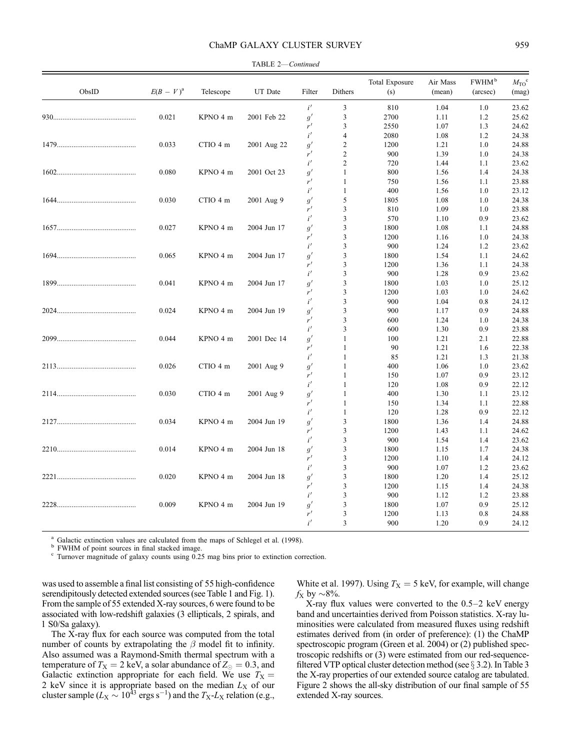TABLE 2—Continued

| ObsID | $E(B-V)$[a] | Telescope | UT Date | Filter | Dithers | Total Exposure (s) | Air Mass (mean) | FWHM[b] (arcsec) | $M_{TO}$[c] (mag) |
|---|---|---|---|---|---|---|---|---|---|
| | | | | $i'$ | 3 | 810 | 1.04 | 1.0 | 23.62 |
| 930 | 0.021 | KPNO 4 m | 2001 Feb 22 | $g'$ | 3 | 2700 | 1.11 | 1.2 | 25.62 |
| | | | | $r'$ | 3 | 2550 | 1.07 | 1.3 | 24.62 |
| | | | | $i'$ | 4 | 2080 | 1.08 | 1.2 | 24.38 |
| 1479 | 0.033 | CTIO 4 m | 2001 Aug 22 | $g'$ | 2 | 1200 | 1.21 | 1.0 | 24.88 |
| | | | | $r'$ | 2 | 900 | 1.39 | 1.0 | 24.38 |
| | | | | $i'$ | 2 | 720 | 1.44 | 1.1 | 23.62 |
| 1602 | 0.080 | KPNO 4 m | 2001 Oct 23 | $g'$ | 1 | 800 | 1.56 | 1.4 | 24.38 |
| | | | | $r'$ | 1 | 750 | 1.56 | 1.1 | 23.88 |
| | | | | $i'$ | 1 | 400 | 1.56 | 1.0 | 23.12 |
| 1644 | 0.030 | CTIO 4 m | 2001 Aug 9 | $g'$ | 5 | 1805 | 1.08 | 1.0 | 24.38 |
| | | | | $r'$ | 3 | 810 | 1.09 | 1.0 | 23.88 |
| | | | | $i'$ | 3 | 570 | 1.10 | 0.9 | 23.62 |
| 1657 | 0.027 | KPNO 4 m | 2004 Jun 17 | $g'$ | 3 | 1800 | 1.08 | 1.1 | 24.88 |
| | | | | $r'$ | 3 | 1200 | 1.16 | 1.0 | 24.38 |
| | | | | $i'$ | 3 | 900 | 1.24 | 1.2 | 23.62 |
| 1694 | 0.065 | KPNO 4 m | 2004 Jun 17 | $g'$ | 3 | 1800 | 1.54 | 1.1 | 24.62 |
| | | | | $r'$ | 3 | 1200 | 1.36 | 1.1 | 24.38 |
| | | | | $i'$ | 3 | 900 | 1.28 | 0.9 | 23.62 |
| 1899 | 0.041 | KPNO 4 m | 2004 Jun 17 | $g'$ | 3 | 1800 | 1.03 | 1.0 | 25.12 |
| | | | | $r'$ | 3 | 1200 | 1.03 | 1.0 | 24.62 |
| | | | | $i'$ | 3 | 900 | 1.04 | 0.8 | 24.12 |
| 2024 | 0.024 | KPNO 4 m | 2004 Jun 19 | $g'$ | 3 | 900 | 1.17 | 0.9 | 24.88 |
| | | | | $r'$ | 3 | 600 | 1.24 | 1.0 | 24.38 |
| | | | | $i'$ | 3 | 600 | 1.30 | 0.9 | 23.88 |
| 2099 | 0.044 | KPNO 4 m | 2001 Dec 14 | $g'$ | 1 | 100 | 1.21 | 2.1 | 22.88 |
| | | | | $r'$ | 1 | 90 | 1.21 | 1.6 | 22.38 |
| | | | | $i'$ | 1 | 85 | 1.21 | 1.3 | 21.38 |
| 2113 | 0.026 | CTIO 4 m | 2001 Aug 9 | $g'$ | 1 | 400 | 1.06 | 1.0 | 23.62 |
| | | | | $r'$ | 1 | 150 | 1.07 | 0.9 | 23.12 |
| | | | | $i'$ | 1 | 120 | 1.08 | 0.9 | 22.12 |
| 2114 | 0.030 | CTIO 4 m | 2001 Aug 9 | $g'$ | 1 | 400 | 1.30 | 1.1 | 23.12 |
| | | | | $r'$ | 1 | 150 | 1.34 | 1.1 | 22.88 |
| | | | | $i'$ | 1 | 120 | 1.28 | 0.9 | 22.12 |
| 2127 | 0.034 | KPNO 4 m | 2004 Jun 19 | $g'$ | 3 | 1800 | 1.36 | 1.4 | 24.88 |
| | | | | $r'$ | 3 | 1200 | 1.43 | 1.1 | 24.62 |
| | | | | $i'$ | 3 | 900 | 1.54 | 1.4 | 23.62 |
| 2210 | 0.014 | KPNO 4 m | 2004 Jun 18 | $g'$ | 3 | 1800 | 1.15 | 1.7 | 24.38 |
| | | | | $r'$ | 3 | 1200 | 1.10 | 1.4 | 24.12 |
| | | | | $i'$ | 3 | 900 | 1.07 | 1.2 | 23.62 |
| 2221 | 0.020 | KPNO 4 m | 2004 Jun 18 | $g'$ | 3 | 1800 | 1.20 | 1.4 | 25.12 |
| | | | | $r'$ | 3 | 1200 | 1.15 | 1.4 | 24.38 |
| | | | | $i'$ | 3 | 900 | 1.12 | 1.2 | 23.88 |
| 2228 | 0.009 | KPNO 4 m | 2004 Jun 19 | $g'$ | 3 | 1800 | 1.07 | 0.9 | 25.12 |
| | | | | $r'$ | 3 | 1200 | 1.13 | 0.8 | 24.88 |
| | | | | $i'$ | 3 | 900 | 1.20 | 0.9 | 24.12 |

[a] Galactic extinction values are calculated from the maps of Schlegel et al. (1998).
[b] FWHM of point sources in final stacked image.
[c] Turnover magnitude of galaxy counts using 0.25 mag bins prior to extinction correction.

was used to assemble a final list consisting of 55 high-confidence serendipitously detected extended sources (see Table 1 and Fig. 1). From the sample of 55 extended X-ray sources, 6 were found to be associated with low-redshift galaxies (3 ellipticals, 2 spirals, and 1 S0/Sa galaxy).

The X-ray flux for each source was computed from the total number of counts by extrapolating the $\beta$ model fit to infinity. Also assumed was a Raymond-Smith thermal spectrum with a temperature of $T_X = 2$ keV, a solar abundance of $Z_{\odot} = 0.3$, and Galactic extinction appropriate for each field. We use $T_X = 2$ keV since it is appropriate based on the median $L_X$ of our cluster sample ($L_X \sim 10^{43}$ ergs s$^{-1}$) and the $T_X$-$L_X$ relation (e.g., White et al. 1997). Using $T_X = 5$ keV, for example, will change $f_X$ by $\sim$8%.

X-ray flux values were converted to the 0.5–2 keV energy band and uncertainties derived from Poisson statistics. X-ray luminosities were calculated from measured fluxes using redshift estimates derived from (in order of preference): (1) the ChaMP spectroscopic program (Green et al. 2004) or (2) published spectroscopic redshifts or (3) were estimated from our red-sequence-filtered VTP optical cluster detection method (see § 3.2). In Table 3 the X-ray properties of our extended source catalog are tabulated. Figure 2 shows the all-sky distribution of our final sample of 55 extended X-ray sources.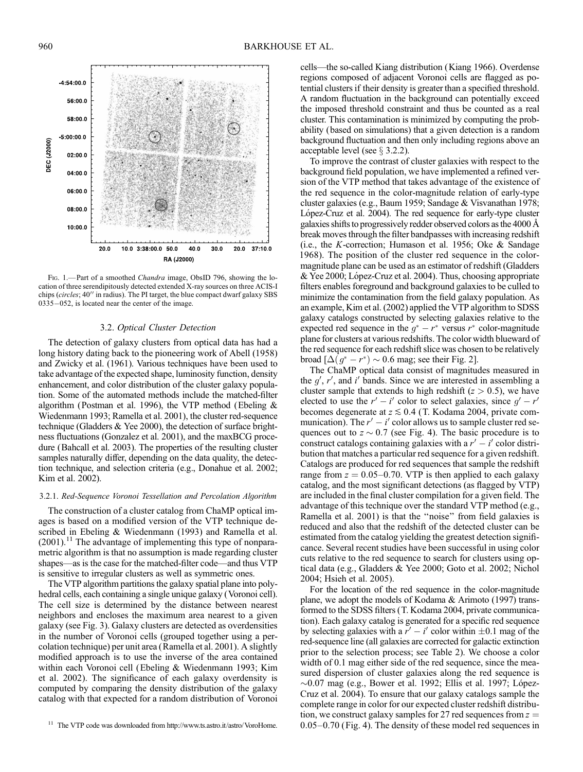Fig. 1.—Part of a smoothed *Chandra* image, ObsID 796, showing the location of three serendipitously detected extended X-ray sources on three ACIS-I chips (*circles*; 40″ in radius). The PI target, the blue compact dwarf galaxy SBS 0335−052, is located near the center of the image.

### 3.2. *Optical Cluster Detection*

The detection of galaxy clusters from optical data has had a long history dating back to the pioneering work of Abell (1958) and Zwicky et al. (1961). Various techniques have been used to take advantage of the expected shape, luminosity function, density enhancement, and color distribution of the cluster galaxy population. Some of the automated methods include the matched-filter algorithm (Postman et al. 1996), the VTP method (Ebeling & Wiedenmann 1993; Ramella et al. 2001), the cluster red-sequence technique (Gladders & Yee 2000), the detection of surface brightness fluctuations (Gonzalez et al. 2001), and the maxBCG procedure (Bahcall et al. 2003). The properties of the resulting cluster samples naturally differ, depending on the data quality, the detection technique, and selection criteria (e.g., Donahue et al. 2002; Kim et al. 2002).

#### 3.2.1. *Red-Sequence Voronoi Tessellation and Percolation Algorithm*

The construction of a cluster catalog from ChaMP optical images is based on a modified version of the VTP technique described in Ebeling & Wiedenmann (1993) and Ramella et al. (2001).[11] The advantage of implementing this type of nonparametric algorithm is that no assumption is made regarding cluster shapes—as is the case for the matched-filter code—and thus VTP is sensitive to irregular clusters as well as symmetric ones.

The VTP algorithm partitions the galaxy spatial plane into polyhedral cells, each containing a single unique galaxy (Voronoi cell). The cell size is determined by the distance between nearest neighbors and encloses the maximum area nearest to a given galaxy (see Fig. 3). Galaxy clusters are detected as overdensities in the number of Voronoi cells (grouped together using a percolation technique) per unit area (Ramella et al. 2001). A slightly modified approach is to use the inverse of the area contained within each Voronoi cell (Ebeling & Wiedenmann 1993; Kim et al. 2002). The significance of each galaxy overdensity is computed by comparing the density distribution of the galaxy catalog with that expected for a random distribution of Voronoi cells—the so-called Kiang distribution (Kiang 1966). Overdense regions composed of adjacent Voronoi cells are flagged as potential clusters if their density is greater than a specified threshold. A random fluctuation in the background can potentially exceed the imposed threshold constraint and thus be counted as a real cluster. This contamination is minimized by computing the probability (based on simulations) that a given detection is a random background fluctuation and then only including regions above an acceptable level (see § 3.2.2).

To improve the contrast of cluster galaxies with respect to the background field population, we have implemented a refined version of the VTP method that takes advantage of the existence of the red sequence in the color-magnitude relation of early-type cluster galaxies (e.g., Baum 1959; Sandage & Visvanathan 1978; López-Cruz et al. 2004). The red sequence for early-type cluster galaxies shifts to progressively redder observed colors as the 4000 Å break moves through the filter bandpasses with increasing redshift (i.e., the *K*-correction; Humason et al. 1956; Oke & Sandage 1968). The position of the cluster red sequence in the color-magnitude plane can be used as an estimator of redshift (Gladders & Yee 2000; López-Cruz et al. 2004). Thus, choosing appropriate filters enables foreground and background galaxies to be culled to minimize the contamination from the field galaxy population. As an example, Kim et al. (2002) applied the VTP algorithm to SDSS galaxy catalogs constructed by selecting galaxies relative to the expected red sequence in the $g^* - r^*$ versus $r^*$ color-magnitude plane for clusters at various redshifts. The color width blueward of the red sequence for each redshift slice was chosen to be relatively broad [$\Delta(g^* - r^*) \sim 0.6$ mag; see their Fig. 2].

The ChaMP optical data consist of magnitudes measured in the $g'$, $r'$, and $i'$ bands. Since we are interested in assembling a cluster sample that extends to high redshift ($z > 0.5$), we have elected to use the $r' - i'$ color to select galaxies, since $g' - r'$ becomes degenerate at $z \lesssim 0.4$ (T. Kodama 2004, private communication). The $r' - i'$ color allows us to sample cluster red sequences out to $z \sim 0.7$ (see Fig. 4). The basic procedure is to construct catalogs containing galaxies with a $r' - i'$ color distribution that matches a particular red sequence for a given redshift. Catalogs are produced for red sequences that sample the redshift range from $z = 0.05$–$0.70$. VTP is then applied to each galaxy catalog, and the most significant detections (as flagged by VTP) are included in the final cluster compilation for a given field. The advantage of this technique over the standard VTP method (e.g., Ramella et al. 2001) is that the "noise" from field galaxies is reduced and also that the redshift of the detected cluster can be estimated from the catalog yielding the greatest detection significance. Several recent studies have been successful in using color cuts relative to the red sequence to search for clusters using optical data (e.g., Gladders & Yee 2000; Goto et al. 2002; Nichol 2004; Hsieh et al. 2005).

For the location of the red sequence in the color-magnitude plane, we adopt the models of Kodama & Arimoto (1997) transformed to the SDSS filters (T. Kodama 2004, private communication). Each galaxy catalog is generated for a specific red sequence by selecting galaxies with a $r' - i'$ color within $\pm 0.1$ mag of the red-sequence line (all galaxies are corrected for galactic extinction prior to the selection process; see Table 2). We choose a color width of 0.1 mag either side of the red sequence, since the measured dispersion of cluster galaxies along the red sequence is $\sim 0.07$ mag (e.g., Bower et al. 1992; Ellis et al. 1997; López-Cruz et al. 2004). To ensure that our galaxy catalogs sample the complete range in color for our expected cluster redshift distribution, we construct galaxy samples for 27 red sequences from $z = 0.05$–$0.70$ (Fig. 4). The density of these model red sequences in

[11] The VTP code was downloaded from http://www.ts.astro.it/astro/VoroHome.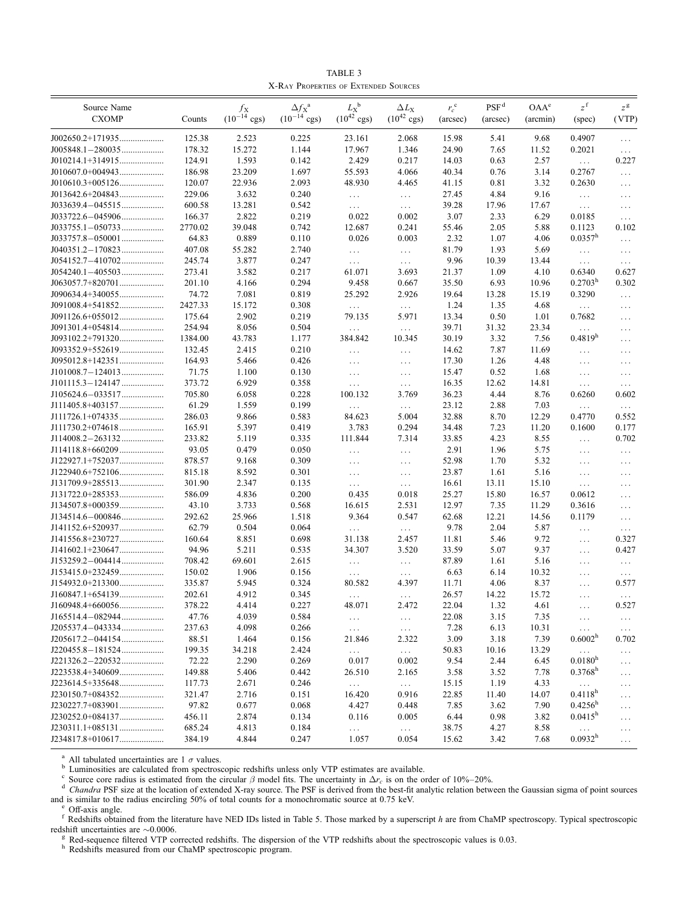TABLE 3

X-Ray Properties of Extended Sources

| Source Name CXOMP | Counts | $f_X$ ($10^{-14}$ cgs) | $\Delta f_X$[a] ($10^{-14}$ cgs) | $L_X$[b] ($10^{42}$ cgs) | $\Delta L_X$ ($10^{42}$ cgs) | $r_c$[c] (arcsec) | PSF[d] (arcsec) | OAA[e] (arcmin) | $z$[f] (spec) | $z$[g] (VTP) |
|---|---|---|---|---|---|---|---|---|---|---|
| J002650.2+171935 | 125.38 | 2.523 | 0.225 | 23.161 | 2.068 | 15.98 | 5.41 | 9.68 | 0.4907 | ... |
| J005848.1−280035 | 178.32 | 15.272 | 1.144 | 17.967 | 1.346 | 24.90 | 7.65 | 11.52 | 0.2021 | ... |
| J010214.1+314915 | 124.91 | 1.593 | 0.142 | 2.429 | 0.217 | 14.03 | 0.63 | 2.57 | ... | 0.227 |
| J010607.0+004943 | 186.98 | 23.209 | 1.697 | 55.593 | 4.066 | 40.34 | 0.76 | 3.14 | 0.2767 | ... |
| J010610.3+005126 | 120.07 | 22.936 | 2.093 | 48.930 | 4.465 | 41.15 | 0.81 | 3.32 | 0.2630 | ... |
| J013642.6+204843 | 229.06 | 3.632 | 0.240 | ... | ... | 27.45 | 4.84 | 9.16 | ... | ... |
| J033639.4−045515 | 600.58 | 13.281 | 0.542 | ... | ... | 39.28 | 17.96 | 17.67 | ... | ... |
| J033722.6−045906 | 166.37 | 2.822 | 0.219 | 0.022 | 0.002 | 3.07 | 2.33 | 6.29 | 0.0185 | ... |
| J033755.1−050733 | 2770.02 | 39.048 | 0.742 | 12.687 | 0.241 | 55.46 | 2.05 | 5.88 | 0.1123 | 0.102 |
| J033757.8−050001 | 64.83 | 0.889 | 0.110 | 0.026 | 0.003 | 2.32 | 1.07 | 4.06 | 0.0357[h] | ... |
| J040351.2−170823 | 407.08 | 55.282 | 2.740 | ... | ... | 81.79 | 1.93 | 5.69 | ... | ... |
| J054152.7−410702 | 245.74 | 3.877 | 0.247 | ... | ... | 9.96 | 10.39 | 13.44 | ... | ... |
| J054240.1−405503 | 273.41 | 3.582 | 0.217 | 61.071 | 3.693 | 21.37 | 1.09 | 4.10 | 0.6340 | 0.627 |
| J063057.7+820701 | 201.10 | 4.166 | 0.294 | 9.458 | 0.667 | 35.50 | 6.93 | 10.96 | 0.2703[h] | 0.302 |
| J090634.4+340055 | 74.72 | 7.081 | 0.819 | 25.292 | 2.926 | 19.64 | 13.28 | 15.19 | 0.3290 | ... |
| J091008.4+541852 | 2427.33 | 15.172 | 0.308 | ... | ... | 1.24 | 1.35 | 4.68 | ... | ... |
| J091126.6+055012 | 175.64 | 2.902 | 0.219 | 79.135 | 5.971 | 13.34 | 0.50 | 1.01 | 0.7682 | ... |
| J091301.4+054814 | 254.94 | 8.056 | 0.504 | ... | ... | 39.71 | 31.32 | 23.34 | ... | ... |
| J093102.2+791320 | 1384.00 | 43.783 | 1.177 | 384.842 | 10.345 | 30.19 | 3.32 | 7.56 | 0.4819[h] | ... |
| J093352.9+552619 | 132.45 | 2.415 | 0.210 | ... | ... | 14.62 | 7.87 | 11.69 | ... | ... |
| J095012.8+142351 | 164.93 | 5.466 | 0.426 | ... | ... | 17.30 | 1.26 | 4.48 | ... | ... |
| J101008.7−124013 | 71.75 | 1.100 | 0.130 | ... | ... | 15.47 | 0.52 | 1.68 | ... | ... |
| J101115.3−124147 | 373.72 | 6.929 | 0.358 | ... | ... | 16.35 | 12.62 | 14.81 | ... | ... |
| J105624.6−033517 | 705.80 | 6.058 | 0.228 | 100.132 | 3.769 | 36.23 | 4.44 | 8.76 | 0.6260 | 0.602 |
| J111405.8+403157 | 61.29 | 1.559 | 0.199 | ... | ... | 23.12 | 2.88 | 7.03 | ... | ... |
| J111726.1+074335 | 286.03 | 9.866 | 0.583 | 84.623 | 5.004 | 32.88 | 8.70 | 12.29 | 0.4770 | 0.552 |
| J111730.2+074618 | 165.91 | 5.397 | 0.419 | 3.783 | 0.294 | 34.48 | 7.23 | 11.20 | 0.1600 | 0.177 |
| J114008.2−263132 | 233.82 | 5.119 | 0.335 | 111.844 | 7.314 | 33.85 | 4.23 | 8.55 | ... | 0.702 |
| J114118.8+660209 | 93.05 | 0.479 | 0.050 | ... | ... | 2.91 | 1.96 | 5.75 | ... | ... |
| J122927.1+752037 | 878.57 | 9.168 | 0.309 | ... | ... | 52.98 | 1.70 | 5.32 | ... | ... |
| J122940.6+752106 | 815.18 | 8.592 | 0.301 | ... | ... | 23.87 | 1.61 | 5.16 | ... | ... |
| J131709.9+285513 | 301.90 | 2.347 | 0.135 | ... | ... | 16.61 | 13.11 | 15.10 | ... | ... |
| J131722.0+285353 | 586.09 | 4.836 | 0.200 | 0.435 | 0.018 | 25.27 | 15.80 | 16.57 | 0.0612 | ... |
| J134507.8+000359 | 43.10 | 3.733 | 0.568 | 16.615 | 2.531 | 12.97 | 7.35 | 11.29 | 0.3616 | ... |
| J134514.6−000846 | 292.62 | 25.966 | 1.518 | 9.364 | 0.547 | 62.68 | 12.21 | 14.56 | 0.1179 | ... |
| J141152.6+520937 | 62.79 | 0.504 | 0.064 | ... | ... | 9.78 | 2.04 | 5.87 | ... | ... |
| J141556.8+230727 | 160.64 | 8.851 | 0.698 | 31.138 | 2.457 | 11.81 | 5.46 | 9.72 | ... | 0.327 |
| J141602.1+230647 | 94.96 | 5.211 | 0.535 | 34.307 | 3.520 | 33.59 | 5.07 | 9.37 | ... | 0.427 |
| J153259.2−004414 | 708.42 | 69.601 | 2.615 | ... | ... | 87.89 | 1.61 | 5.16 | ... | ... |
| J153415.0+232459 | 150.02 | 1.906 | 0.156 | ... | ... | 6.63 | 6.14 | 10.32 | ... | ... |
| J154932.0+213300 | 335.87 | 5.945 | 0.324 | 80.582 | 4.397 | 11.71 | 4.06 | 8.37 | ... | 0.577 |
| J160847.1+654139 | 202.61 | 4.912 | 0.345 | ... | ... | 26.57 | 14.22 | 15.72 | ... | ... |
| J160948.4+660056 | 378.22 | 4.414 | 0.227 | 48.071 | 2.472 | 22.04 | 1.32 | 4.61 | ... | 0.527 |
| J165514.4−082944 | 47.76 | 4.039 | 0.584 | ... | ... | 22.08 | 3.15 | 7.35 | ... | ... |
| J205537.4−043334 | 237.63 | 4.098 | 0.266 | ... | ... | 7.28 | 6.13 | 10.31 | ... | ... |
| J205617.2−044154 | 88.51 | 1.464 | 0.156 | 21.846 | 2.322 | 3.09 | 3.18 | 7.39 | 0.6002[h] | 0.702 |
| J220455.8−181524 | 199.35 | 34.218 | 2.424 | ... | ... | 50.83 | 10.16 | 13.29 | ... | ... |
| J221326.2−220532 | 72.22 | 2.290 | 0.269 | 0.017 | 0.002 | 9.54 | 2.44 | 6.45 | 0.0180[h] | ... |
| J223538.4+340609 | 149.88 | 5.406 | 0.442 | 26.510 | 2.165 | 3.58 | 3.52 | 7.78 | 0.3768[h] | ... |
| J223614.5+335648 | 117.73 | 2.671 | 0.246 | ... | ... | 15.15 | 1.19 | 4.33 | ... | ... |
| J230150.7+084352 | 321.47 | 2.716 | 0.151 | 16.420 | 0.916 | 22.85 | 11.40 | 14.07 | 0.4118[h] | ... |
| J230227.7+083901 | 97.82 | 0.677 | 0.068 | 4.427 | 0.448 | 7.85 | 3.62 | 7.90 | 0.4256[h] | ... |
| J230252.0+084137 | 456.11 | 2.874 | 0.134 | 0.116 | 0.005 | 6.44 | 0.98 | 3.82 | 0.0415[h] | ... |
| J230311.1+085131 | 685.24 | 4.813 | 0.184 | ... | ... | 38.75 | 4.27 | 8.58 | ... | ... |
| J234817.8+010617 | 384.19 | 4.844 | 0.247 | 1.057 | 0.054 | 15.62 | 3.42 | 7.68 | 0.0932[h] | ... |

[a] All tabulated uncertainties are 1 $\sigma$ values.

[b] Luminosities are calculated from spectroscopic redshifts unless only VTP estimates are available.

[c] Source core radius is estimated from the circular $\beta$ model fits. The uncertainty in $\Delta r_c$ is on the order of 10%–20%.

[d] *Chandra* PSF size at the location of extended X-ray source. The PSF is derived from the best-fit analytic relation between the Gaussian sigma of point sources and is similar to the radius encircling 50% of total counts for a monochromatic source at 0.75 keV.

[e] Off-axis angle.

[f] Redshifts obtained from the literature have NED IDs listed in Table 5. Those marked by a superscript *h* are from ChaMP spectroscopy. Typical spectroscopic redshift uncertainties are ~0.0006.

[g] Red-sequence filtered VTP corrected redshifts. The dispersion of the VTP redshifts about the spectroscopic values is 0.03.

[h] Redshifts measured from our ChaMP spectroscopic program.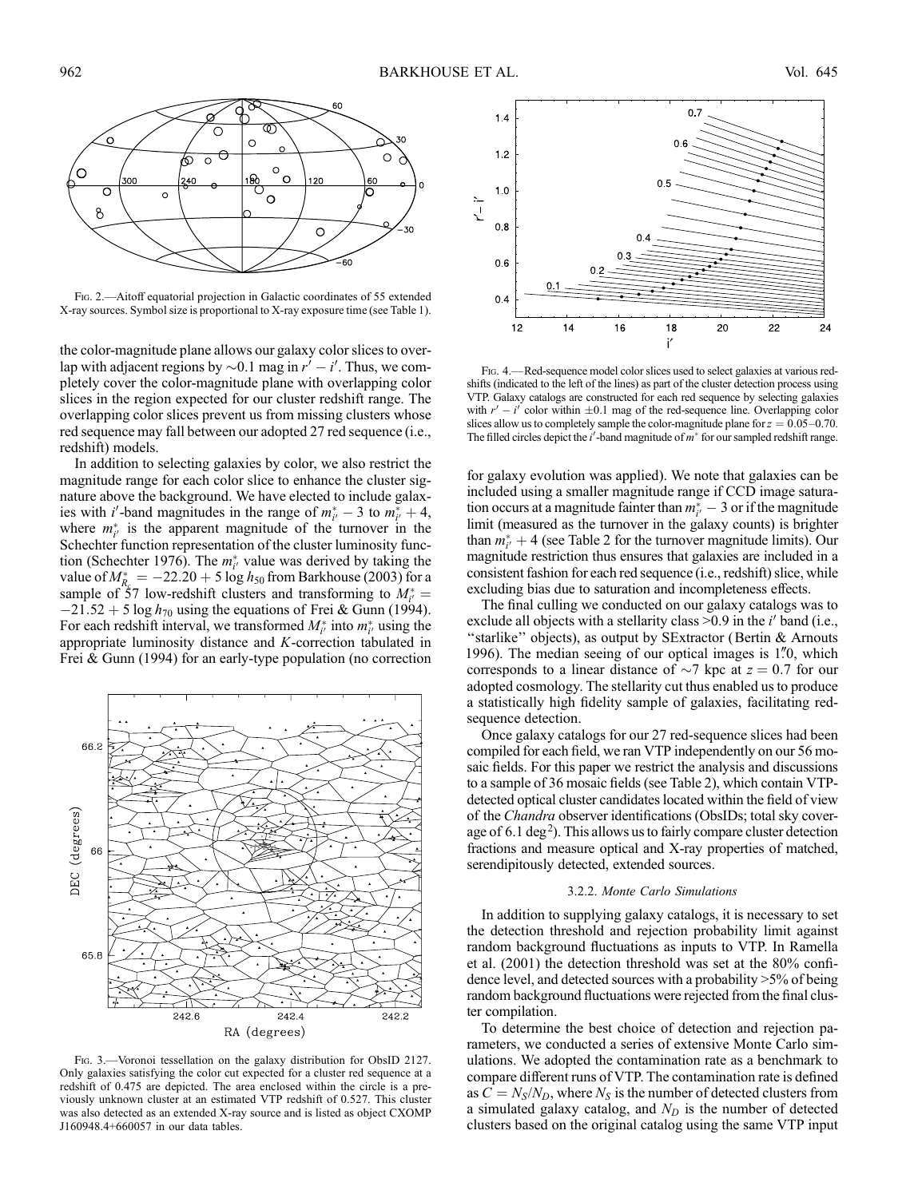FIG. 2.—Aitoff equatorial projection in Galactic coordinates of 55 extended X-ray sources. Symbol size is proportional to X-ray exposure time (see Table 1).

the color-magnitude plane allows our galaxy color slices to overlap with adjacent regions by ~0.1 mag in $r' - i'$. Thus, we completely cover the color-magnitude plane with overlapping color slices in the region expected for our cluster redshift range. The overlapping color slices prevent us from missing clusters whose red sequence may fall between our adopted 27 red sequence (i.e., redshift) models.

In addition to selecting galaxies by color, we also restrict the magnitude range for each color slice to enhance the cluster signature above the background. We have elected to include galaxies with $i'$-band magnitudes in the range of $m^*_{i'} - 3$ to $m^*_{i'} + 4$, where $m^*_{i'}$ is the apparent magnitude of the turnover in the Schechter function representation of the cluster luminosity function (Schechter 1976). The $m^*_{i'}$ value was derived by taking the value of $M^*_{R_c} = -22.20 + 5 \log h_{50}$ from Barkhouse (2003) for a sample of 57 low-redshift clusters and transforming to $M^*_{i'} = -21.52 + 5 \log h_{70}$ using the equations of Frei & Gunn (1994). For each redshift interval, we transformed $M^*_{i'}$ into $m^*_{i'}$ using the appropriate luminosity distance and $K$-correction tabulated in Frei & Gunn (1994) for an early-type population (no correction for galaxy evolution was applied). We note that galaxies can be included using a smaller magnitude range if CCD image saturation occurs at a magnitude fainter than $m^*_{i'} - 3$ or if the magnitude limit (measured as the turnover in the galaxy counts) is brighter than $m^*_{i'} + 4$ (see Table 2 for the turnover magnitude limits). Our magnitude restriction thus ensures that galaxies are included in a consistent fashion for each red sequence (i.e., redshift) slice, while excluding bias due to saturation and incompleteness effects.

FIG. 4.—Red-sequence model color slices used to select galaxies at various redshifts (indicated to the left of the lines) as part of the cluster detection process using VTP. Galaxy catalogs are constructed for each red sequence by selecting galaxies with $r' - i'$ color within $\pm 0.1$ mag of the red-sequence line. Overlapping color slices allow us to completely sample the color-magnitude plane for $z = 0.05$–$0.70$. The filled circles depict the $i'$-band magnitude of $m^*$ for our sampled redshift range.

The final culling we conducted on our galaxy catalogs was to exclude all objects with a stellarity class >0.9 in the $i'$ band (i.e., "starlike" objects), as output by SExtractor (Bertin & Arnouts 1996). The median seeing of our optical images is 1."0, which corresponds to a linear distance of ~7 kpc at $z = 0.7$ for our adopted cosmology. The stellarity cut thus enabled us to produce a statistically high fidelity sample of galaxies, facilitating red-sequence detection.

Once galaxy catalogs for our 27 red-sequence slices had been compiled for each field, we ran VTP independently on our 56 mosaic fields. For this paper we restrict the analysis and discussions to a sample of 36 mosaic fields (see Table 2), which contain VTP-detected optical cluster candidates located within the field of view of the *Chandra* observer identifications (ObsIDs; total sky coverage of 6.1 deg$^2$). This allows us to fairly compare cluster detection fractions and measure optical and X-ray properties of matched, serendipitously detected, extended sources.

FIG. 3.—Voronoi tessellation on the galaxy distribution for ObsID 2127. Only galaxies satisfying the color cut expected for a cluster red sequence at a redshift of 0.475 are depicted. The area enclosed within the circle is a previously unknown cluster at an estimated VTP redshift of 0.527. This cluster was also detected as an extended X-ray source and is listed as object CXOMP J160948.4+660057 in our data tables.

#### 3.2.2. *Monte Carlo Simulations*

In addition to supplying galaxy catalogs, it is necessary to set the detection threshold and rejection probability limit against random background fluctuations as inputs to VTP. In Ramella et al. (2001) the detection threshold was set at the 80% confidence level, and detected sources with a probability >5% of being random background fluctuations were rejected from the final cluster compilation.

To determine the best choice of detection and rejection parameters, we conducted a series of extensive Monte Carlo simulations. We adopted the contamination rate as a benchmark to compare different runs of VTP. The contamination rate is defined as $C = N_S/N_D$, where $N_S$ is the number of detected clusters from a simulated galaxy catalog, and $N_D$ is the number of detected clusters based on the original catalog using the same VTP input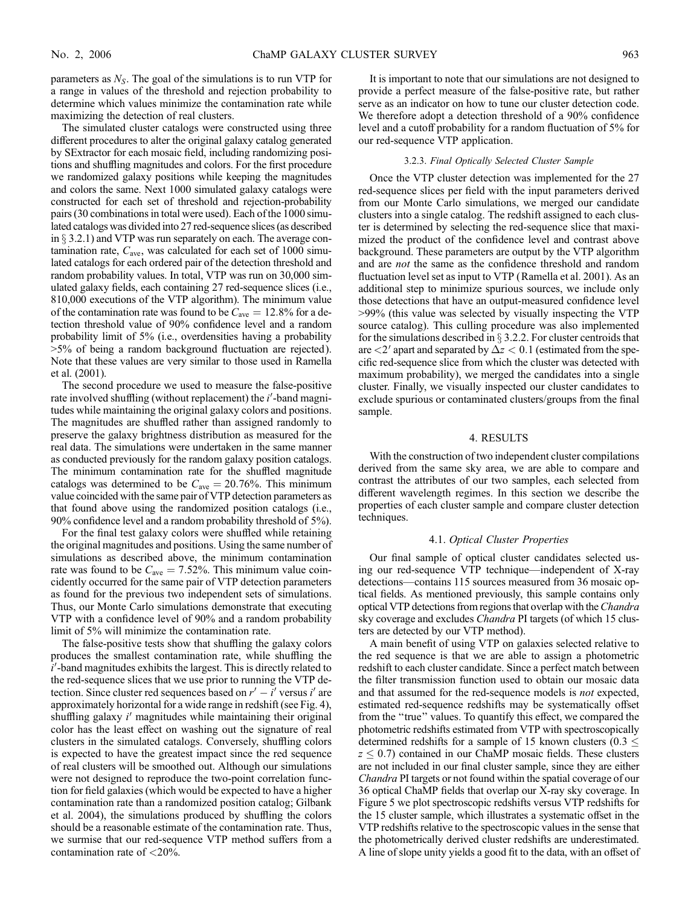parameters as $N_S$. The goal of the simulations is to run VTP for a range in values of the threshold and rejection probability to determine which values minimize the contamination rate while maximizing the detection of real clusters.

The simulated cluster catalogs were constructed using three different procedures to alter the original galaxy catalog generated by SExtractor for each mosaic field, including randomizing positions and shuffling magnitudes and colors. For the first procedure we randomized galaxy positions while keeping the magnitudes and colors the same. Next 1000 simulated galaxy catalogs were constructed for each set of threshold and rejection-probability pairs (30 combinations in total were used). Each of the 1000 simulated catalogs was divided into 27 red-sequence slices (as described in § 3.2.1) and VTP was run separately on each. The average contamination rate, $C_{\rm ave}$, was calculated for each set of 1000 simulated catalogs for each ordered pair of the detection threshold and random probability values. In total, VTP was run on 30,000 simulated galaxy fields, each containing 27 red-sequence slices (i.e., 810,000 executions of the VTP algorithm). The minimum value of the contamination rate was found to be $C_{\rm ave} = 12.8\%$ for a detection threshold value of 90% confidence level and a random probability limit of 5% (i.e., overdensities having a probability >5% of being a random background fluctuation are rejected). Note that these values are very similar to those used in Ramella et al. (2001).

The second procedure we used to measure the false-positive rate involved shuffling (without replacement) the $i'$-band magnitudes while maintaining the original galaxy colors and positions. The magnitudes are shuffled rather than assigned randomly to preserve the galaxy brightness distribution as measured for the real data. The simulations were undertaken in the same manner as conducted previously for the random galaxy position catalogs. The minimum contamination rate for the shuffled magnitude catalogs was determined to be $C_{\rm ave} = 20.76\%$. This minimum value coincided with the same pair of VTP detection parameters as that found above using the randomized position catalogs (i.e., 90% confidence level and a random probability threshold of 5%).

For the final test galaxy colors were shuffled while retaining the original magnitudes and positions. Using the same number of simulations as described above, the minimum contamination rate was found to be $C_{\rm ave} = 7.52\%$. This minimum value coincidently occurred for the same pair of VTP detection parameters as found for the previous two independent sets of simulations. Thus, our Monte Carlo simulations demonstrate that executing VTP with a confidence level of 90% and a random probability limit of 5% will minimize the contamination rate.

The false-positive tests show that shuffling the galaxy colors produces the smallest contamination rate, while shuffling the $i'$-band magnitudes exhibits the largest. This is directly related to the red-sequence slices that we use prior to running the VTP detection. Since cluster red sequences based on $r' - i'$ versus $i'$ are approximately horizontal for a wide range in redshift (see Fig. 4), shuffling galaxy $i'$ magnitudes while maintaining their original color has the least effect on washing out the signature of real clusters in the simulated catalogs. Conversely, shuffling colors is expected to have the greatest impact since the red sequence of real clusters will be smoothed out. Although our simulations were not designed to reproduce the two-point correlation function for field galaxies (which would be expected to have a higher contamination rate than a randomized position catalog; Gilbank et al. 2004), the simulations produced by shuffling the colors should be a reasonable estimate of the contamination rate. Thus, we surmise that our red-sequence VTP method suffers from a contamination rate of <20%.

It is important to note that our simulations are not designed to provide a perfect measure of the false-positive rate, but rather serve as an indicator on how to tune our cluster detection code. We therefore adopt a detection threshold of a 90% confidence level and a cutoff probability for a random fluctuation of 5% for our red-sequence VTP application.

### 3.2.3. *Final Optically Selected Cluster Sample*

Once the VTP cluster detection was implemented for the 27 red-sequence slices per field with the input parameters derived from our Monte Carlo simulations, we merged our candidate clusters into a single catalog. The redshift assigned to each cluster is determined by selecting the red-sequence slice that maximized the product of the confidence level and contrast above background. These parameters are output by the VTP algorithm and are *not* the same as the confidence threshold and random fluctuation level set as input to VTP (Ramella et al. 2001). As an additional step to minimize spurious sources, we include only those detections that have an output-measured confidence level >99% (this value was selected by visually inspecting the VTP source catalog). This culling procedure was also implemented for the simulations described in § 3.2.2. For cluster centroids that are <2′ apart and separated by $\Delta z < 0.1$ (estimated from the specific red-sequence slice from which the cluster was detected with maximum probability), we merged the candidates into a single cluster. Finally, we visually inspected our cluster candidates to exclude spurious or contaminated clusters/groups from the final sample.

## 4. RESULTS

With the construction of two independent cluster compilations derived from the same sky area, we are able to compare and contrast the attributes of our two samples, each selected from different wavelength regimes. In this section we describe the properties of each cluster sample and compare cluster detection techniques.

### 4.1. *Optical Cluster Properties*

Our final sample of optical cluster candidates selected using our red-sequence VTP technique—independent of X-ray detections—contains 115 sources measured from 36 mosaic optical fields. As mentioned previously, this sample contains only optical VTP detections from regions that overlap with the *Chandra* sky coverage and excludes *Chandra* PI targets (of which 15 clusters are detected by our VTP method).

A main benefit of using VTP on galaxies selected relative to the red sequence is that we are able to assign a photometric redshift to each cluster candidate. Since a perfect match between the filter transmission function used to obtain our mosaic data and that assumed for the red-sequence models is *not* expected, estimated red-sequence redshifts may be systematically offset from the "true" values. To quantify this effect, we compared the photometric redshifts estimated from VTP with spectroscopically determined redshifts for a sample of 15 known clusters ($0.3 \leq z \leq 0.7$) contained in our ChaMP mosaic fields. These clusters are not included in our final cluster sample, since they are either *Chandra* PI targets or not found within the spatial coverage of our 36 optical ChaMP fields that overlap our X-ray sky coverage. In Figure 5 we plot spectroscopic redshifts versus VTP redshifts for the 15 cluster sample, which illustrates a systematic offset in the VTP redshifts relative to the spectroscopic values in the sense that the photometrically derived cluster redshifts are underestimated. A line of slope unity yields a good fit to the data, with an offset of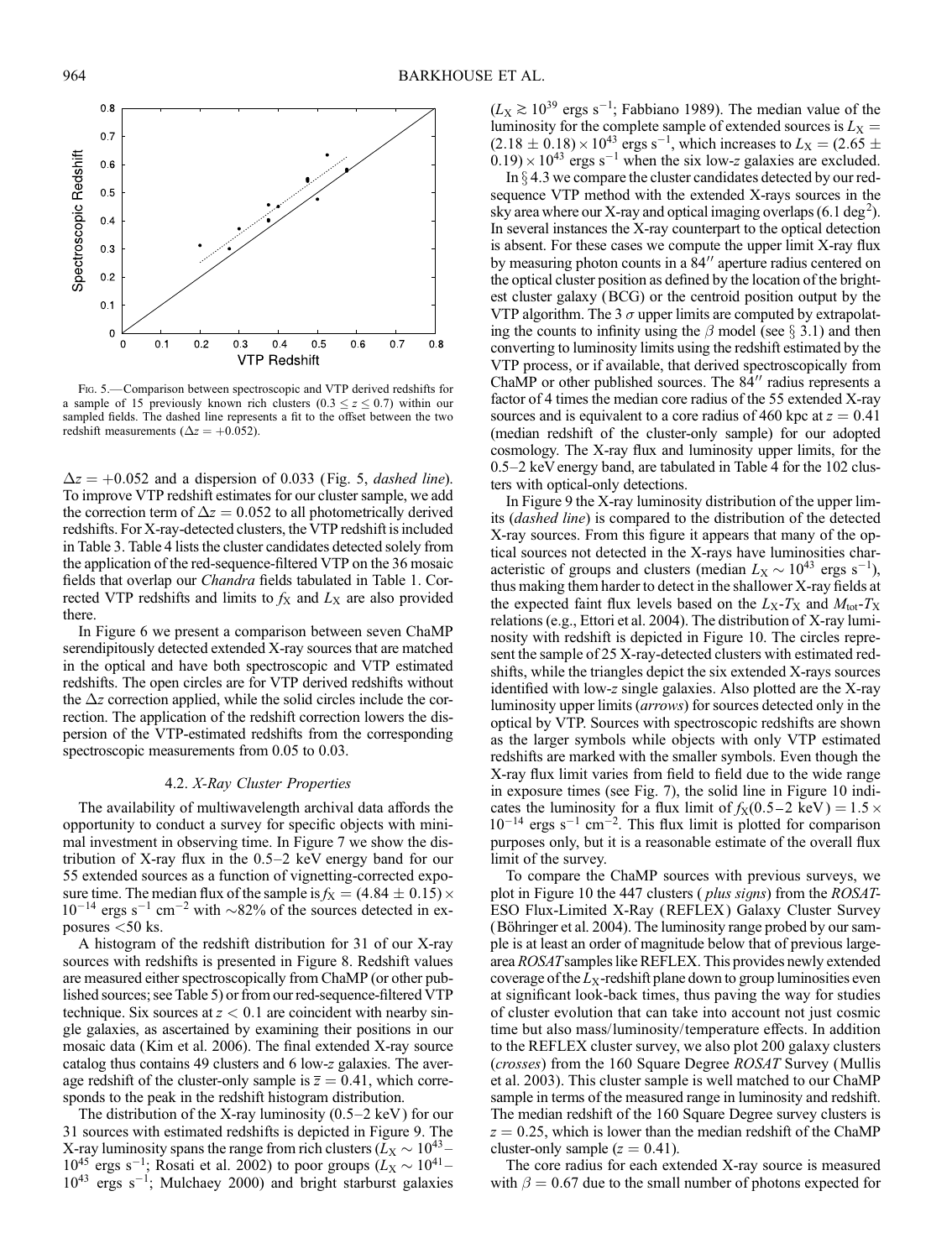FIG. 5.—Comparison between spectroscopic and VTP derived redshifts for a sample of 15 previously known rich clusters ($0.3 \leq z \leq 0.7$) within our sampled fields. The dashed line represents a fit to the offset between the two redshift measurements ($\Delta z = +0.052$).

$\Delta z = +0.052$ and a dispersion of 0.033 (Fig. 5, *dashed line*). To improve VTP redshift estimates for our cluster sample, we add the correction term of $\Delta z = 0.052$ to all photometrically derived redshifts. For X-ray-detected clusters, the VTP redshift is included in Table 3. Table 4 lists the cluster candidates detected solely from the application of the red-sequence-filtered VTP on the 36 mosaic fields that overlap our *Chandra* fields tabulated in Table 1. Corrected VTP redshifts and limits to $f_X$ and $L_X$ are also provided there.

In Figure 6 we present a comparison between seven ChaMP serendipitously detected extended X-ray sources that are matched in the optical and have both spectroscopic and VTP estimated redshifts. The open circles are for VTP derived redshifts without the $\Delta z$ correction applied, while the solid circles include the correction. The application of the redshift correction lowers the dispersion of the VTP-estimated redshifts from the corresponding spectroscopic measurements from 0.05 to 0.03.

### 4.2. *X-Ray Cluster Properties*

The availability of multiwavelength archival data affords the opportunity to conduct a survey for specific objects with minimal investment in observing time. In Figure 7 we show the distribution of X-ray flux in the 0.5–2 keV energy band for our 55 extended sources as a function of vignetting-corrected exposure time. The median flux of the sample is $f_X = (4.84 \pm 0.15) \times 10^{-14}$ ergs s$^{-1}$ cm$^{-2}$ with ~82% of the sources detected in exposures <50 ks.

A histogram of the redshift distribution for 31 of our X-ray sources with redshifts is presented in Figure 8. Redshift values are measured either spectroscopically from ChaMP (or other published sources; see Table 5) or from our red-sequence-filtered VTP technique. Six sources at $z < 0.1$ are coincident with nearby single galaxies, as ascertained by examining their positions in our mosaic data (Kim et al. 2006). The final extended X-ray source catalog thus contains 49 clusters and 6 low-$z$ galaxies. The average redshift of the cluster-only sample is $\bar{z} = 0.41$, which corresponds to the peak in the redshift histogram distribution.

The distribution of the X-ray luminosity (0.5–2 keV) for our 31 sources with estimated redshifts is depicted in Figure 9. The X-ray luminosity spans the range from rich clusters ($L_X \sim 10^{43}$–$10^{45}$ ergs s$^{-1}$; Rosati et al. 2002) to poor groups ($L_X \sim 10^{41}$–$10^{43}$ ergs s$^{-1}$; Mulchaey 2000) and bright starburst galaxies ($L_X \gtrsim 10^{39}$ ergs s$^{-1}$; Fabbiano 1989). The median value of the luminosity for the complete sample of extended sources is $L_X = (2.18 \pm 0.18) \times 10^{43}$ ergs s$^{-1}$, which increases to $L_X = (2.65 \pm 0.19) \times 10^{43}$ ergs s$^{-1}$ when the six low-$z$ galaxies are excluded.

In § 4.3 we compare the cluster candidates detected by our red-sequence VTP method with the extended X-rays sources in the sky area where our X-ray and optical imaging overlaps (6.1 deg$^2$). In several instances the X-ray counterpart to the optical detection is absent. For these cases we compute the upper limit X-ray flux by measuring photon counts in a 84″ aperture radius centered on the optical cluster position as defined by the location of the brightest cluster galaxy (BCG) or the centroid position output by the VTP algorithm. The 3 $\sigma$ upper limits are computed by extrapolating the counts to infinity using the $\beta$ model (see § 3.1) and then converting to luminosity limits using the redshift estimated by the VTP process, or if available, that derived spectroscopically from ChaMP or other published sources. The 84″ radius represents a factor of 4 times the median core radius of the 55 extended X-ray sources and is equivalent to a core radius of 460 kpc at $z = 0.41$ (median redshift of the cluster-only sample) for our adopted cosmology. The X-ray flux and luminosity upper limits, for the 0.5–2 keV energy band, are tabulated in Table 4 for the 102 clusters with optical-only detections.

In Figure 9 the X-ray luminosity distribution of the upper limits (*dashed line*) is compared to the distribution of the detected X-ray sources. From this figure it appears that many of the optical sources not detected in the X-rays have luminosities characteristic of groups and clusters (median $L_X \sim 10^{43}$ ergs s$^{-1}$), thus making them harder to detect in the shallower X-ray fields at the expected faint flux levels based on the $L_X$-$T_X$ and $M_{tot}$-$T_X$ relations (e.g., Ettori et al. 2004). The distribution of X-ray luminosity with redshift is depicted in Figure 10. The circles represent the sample of 25 X-ray-detected clusters with estimated redshifts, while the triangles depict the six extended X-rays sources identified with low-$z$ single galaxies. Also plotted are the X-ray luminosity upper limits (*arrows*) for sources detected only in the optical by VTP. Sources with spectroscopic redshifts are shown as the larger symbols while objects with only VTP estimated redshifts are marked with the smaller symbols. Even though the X-ray flux limit varies from field to field due to the wide range in exposure times (see Fig. 7), the solid line in Figure 10 indicates the luminosity for a flux limit of $f_X(0.5–2 \text{ keV}) = 1.5 \times 10^{-14}$ ergs s$^{-1}$ cm$^{-2}$. This flux limit is plotted for comparison purposes only, but it is a reasonable estimate of the overall flux limit of the survey.

To compare the ChaMP sources with previous surveys, we plot in Figure 10 the 447 clusters (*plus signs*) from the *ROSAT*-ESO Flux-Limited X-Ray (REFLEX) Galaxy Cluster Survey (Böhringer et al. 2004). The luminosity range probed by our sample is at least an order of magnitude below that of previous large-area *ROSAT* samples like REFLEX. This provides newly extended coverage of the $L_X$-redshift plane down to group luminosities even at significant look-back times, thus paving the way for studies of cluster evolution that can take into account not just cosmic time but also mass/luminosity/temperature effects. In addition to the REFLEX cluster survey, we also plot 200 galaxy clusters (*crosses*) from the 160 Square Degree *ROSAT* Survey (Mullis et al. 2003). This cluster sample is well matched to our ChaMP sample in terms of the measured range in luminosity and redshift. The median redshift of the 160 Square Degree survey clusters is $z = 0.25$, which is lower than the median redshift of the ChaMP cluster-only sample ($z = 0.41$).

The core radius for each extended X-ray source is measured with $\beta = 0.67$ due to the small number of photons expected for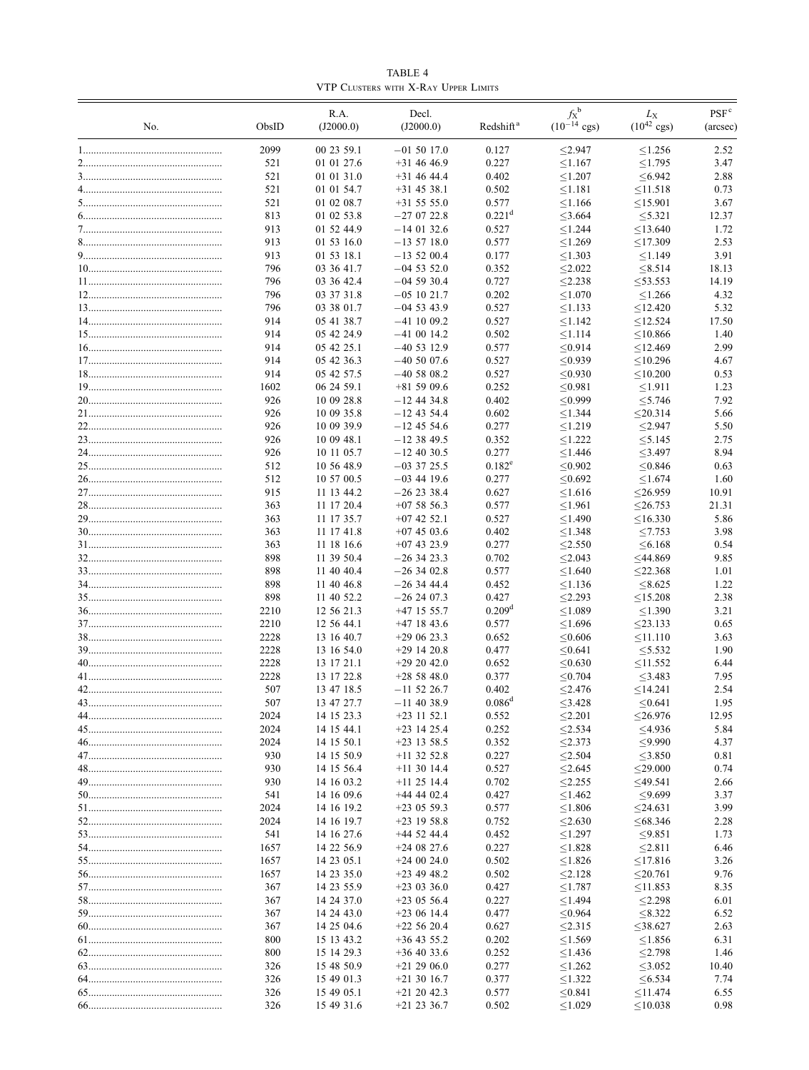TABLE 4

VTP Clusters with X-Ray Upper Limits

| No. | ObsID | R.A. (J2000.0) | Decl. (J2000.0) | Redshift[a] | $f_X$[b] ($10^{-14}$ cgs) | $L_X$ ($10^{42}$ cgs) | PSF[c] (arcsec) |
|---|---|---|---|---|---|---|---|
| 1 | 2099 | 00 23 59.1 | −01 50 17.0 | 0.127 | ≤2.947 | ≤1.256 | 2.52 |
| 2 | 521 | 01 01 27.6 | +31 46 46.9 | 0.227 | ≤1.167 | ≤1.795 | 3.47 |
| 3 | 521 | 01 01 31.0 | +31 46 44.4 | 0.402 | ≤1.207 | ≤6.942 | 2.88 |
| 4 | 521 | 01 01 54.7 | +31 45 38.1 | 0.502 | ≤1.181 | ≤11.518 | 0.73 |
| 5 | 521 | 01 02 08.7 | +31 55 55.0 | 0.577 | ≤1.166 | ≤15.901 | 3.67 |
| 6 | 813 | 01 02 53.8 | −27 07 22.8 | 0.221[d] | ≤3.664 | ≤5.321 | 12.37 |
| 7 | 913 | 01 52 44.9 | −14 01 32.6 | 0.527 | ≤1.244 | ≤13.640 | 1.72 |
| 8 | 913 | 01 53 16.0 | −13 57 18.0 | 0.577 | ≤1.269 | ≤17.309 | 2.53 |
| 9 | 913 | 01 53 18.1 | −13 52 00.4 | 0.177 | ≤1.303 | ≤1.149 | 3.91 |
| 10 | 796 | 03 36 41.7 | −04 53 52.0 | 0.352 | ≤2.022 | ≤8.514 | 18.13 |
| 11 | 796 | 03 36 42.4 | −04 59 30.4 | 0.727 | ≤2.238 | ≤53.553 | 14.19 |
| 12 | 796 | 03 37 31.8 | −05 10 21.7 | 0.202 | ≤1.070 | ≤1.266 | 4.32 |
| 13 | 796 | 03 38 01.7 | −04 53 43.9 | 0.527 | ≤1.133 | ≤12.420 | 5.32 |
| 14 | 914 | 05 41 38.7 | −41 10 09.2 | 0.527 | ≤1.142 | ≤12.524 | 17.50 |
| 15 | 914 | 05 42 24.9 | −41 00 14.2 | 0.502 | ≤1.114 | ≤10.866 | 1.40 |
| 16 | 914 | 05 42 25.1 | −40 53 12.9 | 0.577 | ≤0.914 | ≤12.469 | 2.99 |
| 17 | 914 | 05 42 36.3 | −40 50 07.6 | 0.527 | ≤0.939 | ≤10.296 | 4.67 |
| 18 | 914 | 05 42 57.5 | −40 58 08.2 | 0.527 | ≤0.930 | ≤10.200 | 0.53 |
| 19 | 1602 | 06 24 59.1 | +81 59 09.6 | 0.252 | ≤0.981 | ≤1.911 | 1.23 |
| 20 | 926 | 10 09 28.8 | −12 44 34.8 | 0.402 | ≤0.999 | ≤5.746 | 7.92 |
| 21 | 926 | 10 09 35.8 | −12 43 54.4 | 0.602 | ≤1.344 | ≤20.314 | 5.66 |
| 22 | 926 | 10 09 39.9 | −12 45 54.6 | 0.277 | ≤1.219 | ≤2.947 | 5.50 |
| 23 | 926 | 10 09 48.1 | −12 38 49.5 | 0.352 | ≤1.222 | ≤5.145 | 2.75 |
| 24 | 926 | 10 11 05.7 | −12 40 30.5 | 0.277 | ≤1.446 | ≤3.497 | 8.94 |
| 25 | 512 | 10 56 48.9 | −03 37 25.5 | 0.182[e] | ≤0.902 | ≤0.846 | 0.63 |
| 26 | 512 | 10 57 00.5 | −03 44 19.6 | 0.277 | ≤0.692 | ≤1.674 | 1.60 |
| 27 | 915 | 11 13 44.2 | −26 23 38.4 | 0.627 | ≤1.616 | ≤26.959 | 10.91 |
| 28 | 363 | 11 17 20.4 | +07 58 56.3 | 0.577 | ≤1.961 | ≤26.753 | 21.31 |
| 29 | 363 | 11 17 35.7 | +07 42 52.1 | 0.527 | ≤1.490 | ≤16.330 | 5.86 |
| 30 | 363 | 11 17 41.8 | +07 45 03.6 | 0.402 | ≤1.348 | ≤7.753 | 3.98 |
| 31 | 363 | 11 18 16.6 | +07 43 23.9 | 0.277 | ≤2.550 | ≤6.168 | 0.54 |
| 32 | 898 | 11 39 50.4 | −26 34 23.3 | 0.702 | ≤2.043 | ≤44.869 | 9.85 |
| 33 | 898 | 11 40 40.4 | −26 34 02.8 | 0.577 | ≤1.640 | ≤22.368 | 1.01 |
| 34 | 898 | 11 40 46.8 | −26 34 44.4 | 0.452 | ≤1.136 | ≤8.625 | 1.22 |
| 35 | 898 | 11 40 52.2 | −26 24 07.3 | 0.427 | ≤2.293 | ≤15.208 | 2.38 |
| 36 | 2210 | 12 56 21.3 | +47 15 55.7 | 0.209[d] | ≤1.089 | ≤1.390 | 3.21 |
| 37 | 2210 | 12 56 44.1 | +47 18 43.6 | 0.577 | ≤1.696 | ≤23.133 | 0.65 |
| 38 | 2228 | 13 16 40.7 | +29 06 23.3 | 0.652 | ≤0.606 | ≤11.110 | 3.63 |
| 39 | 2228 | 13 16 54.0 | +29 14 20.8 | 0.477 | ≤0.641 | ≤5.532 | 1.90 |
| 40 | 2228 | 13 17 21.1 | +29 20 42.0 | 0.652 | ≤0.630 | ≤11.552 | 6.44 |
| 41 | 2228 | 13 17 22.8 | +28 58 48.0 | 0.377 | ≤0.704 | ≤3.483 | 7.95 |
| 42 | 507 | 13 47 18.5 | −11 52 26.7 | 0.402 | ≤2.476 | ≤14.241 | 2.54 |
| 43 | 507 | 13 47 27.7 | −11 40 38.9 | 0.086[d] | ≤3.428 | ≤0.641 | 1.95 |
| 44 | 2024 | 14 15 23.3 | +23 11 52.1 | 0.552 | ≤2.201 | ≤26.976 | 12.95 |
| 45 | 2024 | 14 15 44.1 | +23 14 25.4 | 0.252 | ≤2.534 | ≤4.936 | 5.84 |
| 46 | 2024 | 14 15 50.1 | +23 13 58.5 | 0.352 | ≤2.373 | ≤9.990 | 4.37 |
| 47 | 930 | 14 15 50.9 | +11 32 52.8 | 0.227 | ≤2.504 | ≤3.850 | 0.81 |
| 48 | 930 | 14 15 56.4 | +11 30 14.4 | 0.527 | ≤2.645 | ≤29.000 | 0.74 |
| 49 | 930 | 14 16 03.2 | +11 25 14.4 | 0.702 | ≤2.255 | ≤49.541 | 2.66 |
| 50 | 541 | 14 16 09.6 | +44 44 02.4 | 0.427 | ≤1.462 | ≤9.699 | 3.37 |
| 51 | 2024 | 14 16 19.2 | +23 05 59.3 | 0.577 | ≤1.806 | ≤24.631 | 3.99 |
| 52 | 2024 | 14 16 19.7 | +23 19 58.8 | 0.752 | ≤2.630 | ≤68.346 | 2.28 |
| 53 | 541 | 14 16 27.6 | +44 52 44.4 | 0.452 | ≤1.297 | ≤9.851 | 1.73 |
| 54 | 1657 | 14 22 56.9 | +24 08 27.6 | 0.227 | ≤1.828 | ≤2.811 | 6.46 |
| 55 | 1657 | 14 23 05.1 | +24 00 24.0 | 0.502 | ≤1.826 | ≤17.816 | 3.26 |
| 56 | 1657 | 14 23 35.0 | +23 49 48.2 | 0.502 | ≤2.128 | ≤20.761 | 9.76 |
| 57 | 367 | 14 23 55.9 | +23 03 36.0 | 0.427 | ≤1.787 | ≤11.853 | 8.35 |
| 58 | 367 | 14 24 37.0 | +23 05 56.4 | 0.227 | ≤1.494 | ≤2.298 | 6.01 |
| 59 | 367 | 14 24 43.0 | +23 06 14.4 | 0.477 | ≤0.964 | ≤8.322 | 6.52 |
| 60 | 367 | 14 25 04.6 | +22 56 20.4 | 0.627 | ≤2.315 | ≤38.627 | 2.63 |
| 61 | 800 | 15 13 43.2 | +36 43 55.2 | 0.202 | ≤1.569 | ≤1.856 | 6.31 |
| 62 | 800 | 15 14 29.3 | +36 40 33.6 | 0.252 | ≤1.436 | ≤2.798 | 1.46 |
| 63 | 326 | 15 48 50.9 | +21 29 06.0 | 0.277 | ≤1.262 | ≤3.052 | 10.40 |
| 64 | 326 | 15 49 01.3 | +21 30 16.7 | 0.377 | ≤1.322 | ≤6.534 | 7.74 |
| 65 | 326 | 15 49 05.1 | +21 20 42.3 | 0.577 | ≤0.841 | ≤11.474 | 6.55 |
| 66 | 326 | 15 49 31.6 | +21 23 36.7 | 0.502 | ≤1.029 | ≤10.038 | 0.98 |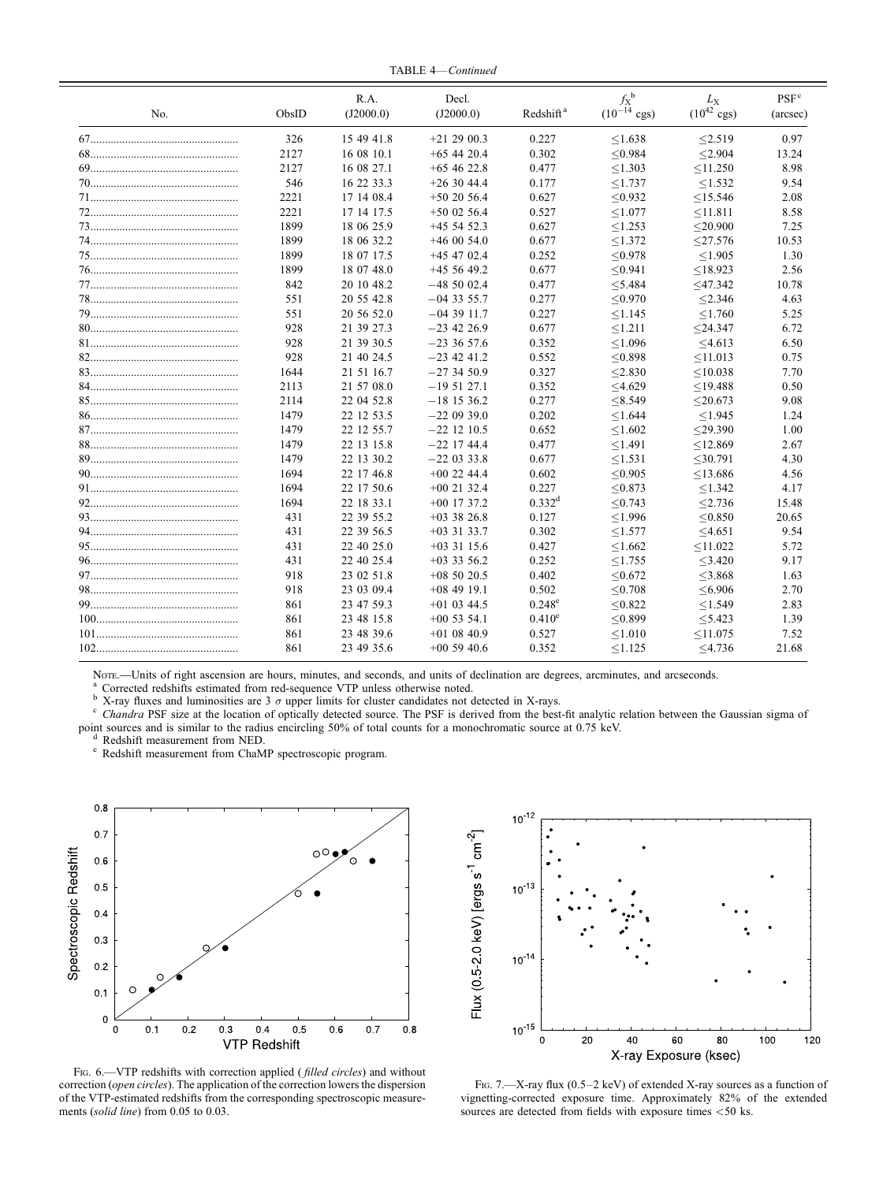TABLE 4—*Continued*

| No. | ObsID | R.A. (J2000.0) | Decl. (J2000.0) | Redshift[a] | $f_X$[b] ($10^{-14}$ cgs) | $L_X$ ($10^{42}$ cgs) | PSF[c] (arcsec) |
|---|---|---|---|---|---|---|---|
| 67 | 326 | 15 49 41.8 | +21 29 00.3 | 0.227 | ≤1.638 | ≤2.519 | 0.97 |
| 68 | 2127 | 16 08 10.1 | +65 44 20.4 | 0.302 | ≤0.984 | ≤2.904 | 13.24 |
| 69 | 2127 | 16 08 27.1 | +65 46 22.8 | 0.477 | ≤1.303 | ≤11.250 | 8.98 |
| 70 | 546 | 16 22 33.3 | +26 30 44.4 | 0.177 | ≤1.737 | ≤1.532 | 9.54 |
| 71 | 2221 | 17 14 08.4 | +50 20 56.4 | 0.627 | ≤0.932 | ≤15.546 | 2.08 |
| 72 | 2221 | 17 14 17.5 | +50 02 56.4 | 0.527 | ≤1.077 | ≤11.811 | 8.58 |
| 73 | 1899 | 18 06 25.9 | +45 54 52.3 | 0.627 | ≤1.253 | ≤20.900 | 7.25 |
| 74 | 1899 | 18 06 32.2 | +46 00 54.0 | 0.677 | ≤1.372 | ≤27.576 | 10.53 |
| 75 | 1899 | 18 07 17.5 | +45 47 02.4 | 0.252 | ≤0.978 | ≤1.905 | 1.30 |
| 76 | 1899 | 18 07 48.0 | +45 56 49.2 | 0.677 | ≤0.941 | ≤18.923 | 2.56 |
| 77 | 842 | 20 10 48.2 | −48 50 02.4 | 0.477 | ≤5.484 | ≤47.342 | 10.78 |
| 78 | 551 | 20 55 42.8 | −04 33 55.7 | 0.277 | ≤0.970 | ≤2.346 | 4.63 |
| 79 | 551 | 20 56 52.0 | −04 39 11.7 | 0.227 | ≤1.145 | ≤1.760 | 5.25 |
| 80 | 928 | 21 39 27.3 | −23 42 26.9 | 0.677 | ≤1.211 | ≤24.347 | 6.72 |
| 81 | 928 | 21 39 30.5 | −23 36 57.6 | 0.352 | ≤1.096 | ≤4.613 | 6.50 |
| 82 | 928 | 21 40 24.5 | −23 42 41.2 | 0.552 | ≤0.898 | ≤11.013 | 0.75 |
| 83 | 1644 | 21 51 16.7 | −27 34 50.9 | 0.327 | ≤2.830 | ≤10.038 | 7.70 |
| 84 | 2113 | 21 57 08.0 | −19 51 27.1 | 0.352 | ≤4.629 | ≤19.488 | 0.50 |
| 85 | 2114 | 22 04 52.8 | −18 15 36.2 | 0.277 | ≤8.549 | ≤20.673 | 9.08 |
| 86 | 1479 | 22 12 53.5 | −22 09 39.0 | 0.202 | ≤1.644 | ≤1.945 | 1.24 |
| 87 | 1479 | 22 12 55.7 | −22 12 10.5 | 0.652 | ≤1.602 | ≤29.390 | 1.00 |
| 88 | 1479 | 22 13 15.8 | −22 17 44.4 | 0.477 | ≤1.491 | ≤12.869 | 2.67 |
| 89 | 1479 | 22 13 30.2 | −22 03 33.8 | 0.677 | ≤1.531 | ≤30.791 | 4.30 |
| 90 | 1694 | 22 17 46.8 | +00 22 44.4 | 0.602 | ≤0.905 | ≤13.686 | 4.56 |
| 91 | 1694 | 22 17 50.6 | +00 21 32.4 | 0.227 | ≤0.873 | ≤1.342 | 4.17 |
| 92 | 1694 | 22 18 33.1 | +00 17 37.2 | 0.332[d] | ≤0.743 | ≤2.736 | 15.48 |
| 93 | 431 | 22 39 55.2 | +03 38 26.8 | 0.127 | ≤1.996 | ≤0.850 | 20.65 |
| 94 | 431 | 22 39 56.5 | +03 31 33.7 | 0.302 | ≤1.577 | ≤4.651 | 9.54 |
| 95 | 431 | 22 40 25.0 | +03 31 15.6 | 0.427 | ≤1.662 | ≤11.022 | 5.72 |
| 96 | 431 | 22 40 25.4 | +03 33 56.2 | 0.252 | ≤1.755 | ≤3.420 | 9.17 |
| 97 | 918 | 23 02 51.8 | +08 50 20.5 | 0.402 | ≤0.672 | ≤3.868 | 1.63 |
| 98 | 918 | 23 03 09.4 | +08 49 19.1 | 0.502 | ≤0.708 | ≤6.906 | 2.70 |
| 99 | 861 | 23 47 59.3 | +01 03 44.5 | 0.248[e] | ≤0.822 | ≤1.549 | 2.83 |
| 100 | 861 | 23 48 15.8 | +00 53 54.1 | 0.410[e] | ≤0.899 | ≤5.423 | 1.39 |
| 101 | 861 | 23 48 39.6 | +01 08 40.9 | 0.527 | ≤1.010 | ≤11.075 | 7.52 |
| 102 | 861 | 23 49 35.6 | +00 59 40.6 | 0.352 | ≤1.125 | ≤4.736 | 21.68 |

Note.—Units of right ascension are hours, minutes, and seconds, and units of declination are degrees, arcminutes, and arcseconds.

[a] Corrected redshifts estimated from red-sequence VTP unless otherwise noted.

[b] X-ray fluxes and luminosities are 3 $\sigma$ upper limits for cluster candidates not detected in X-rays.

[c] *Chandra* PSF size at the location of optically detected source. The PSF is derived from the best-fit analytic relation between the Gaussian sigma of point sources and is similar to the radius encircling 50% of total counts for a monochromatic source at 0.75 keV.

[d] Redshift measurement from NED.

[e] Redshift measurement from ChaMP spectroscopic program.

Fig. 6.—VTP redshifts with correction applied (*filled circles*) and without correction (*open circles*). The application of the correction lowers the dispersion of the VTP-estimated redshifts from the corresponding spectroscopic measurements (*solid line*) from 0.05 to 0.03.

Fig. 7.—X-ray flux (0.5–2 keV) of extended X-ray sources as a function of vignetting-corrected exposure time. Approximately 82% of the extended sources are detected from fields with exposure times <50 ks.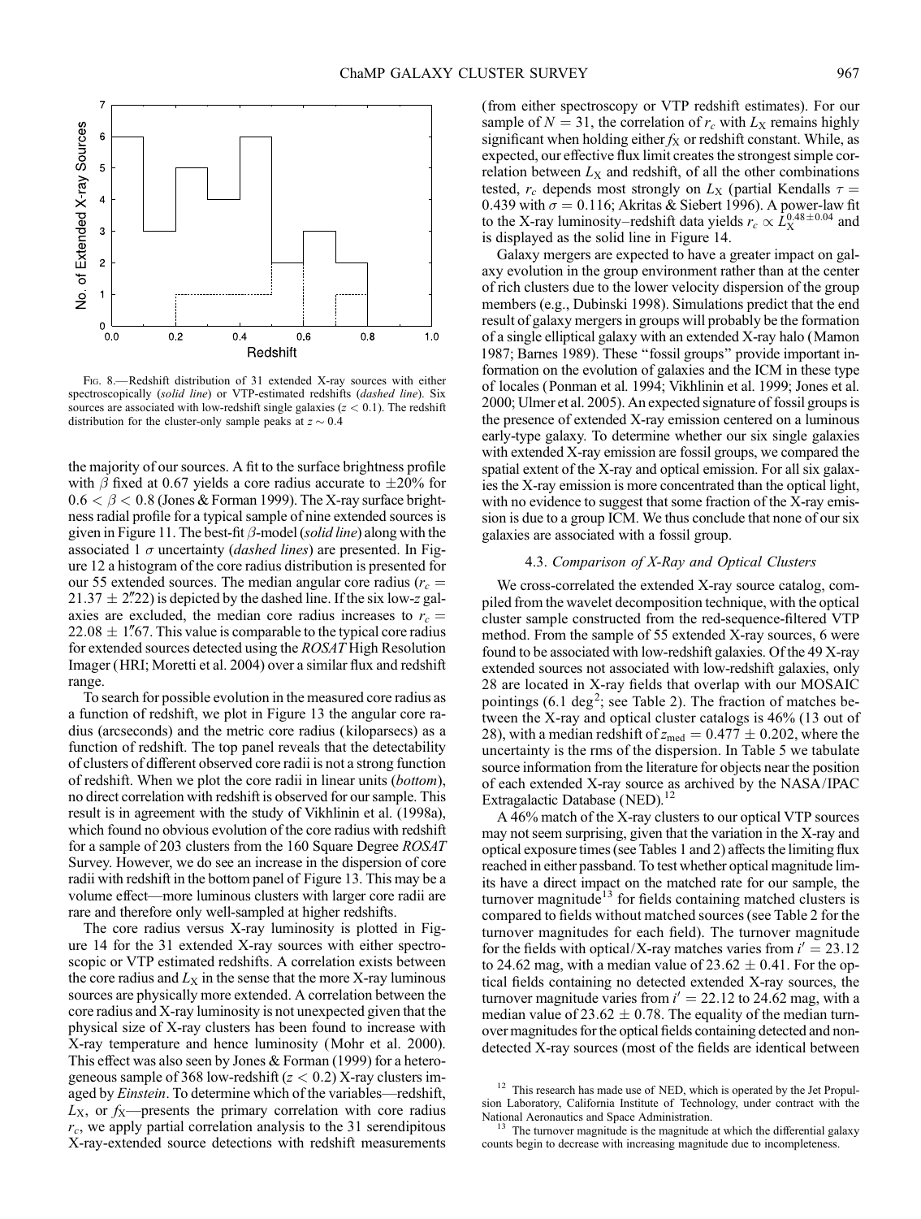Fig. 8.—Redshift distribution of 31 extended X-ray sources with either spectroscopically (*solid line*) or VTP-estimated redshifts (*dashed line*). Six sources are associated with low-redshift single galaxies ($z < 0.1$). The redshift distribution for the cluster-only sample peaks at $z \sim 0.4$

the majority of our sources. A fit to the surface brightness profile with $\beta$ fixed at 0.67 yields a core radius accurate to $\pm 20\%$ for $0.6 < \beta < 0.8$ (Jones & Forman 1999). The X-ray surface brightness radial profile for a typical sample of nine extended sources is given in Figure 11. The best-fit $\beta$-model (*solid line*) along with the associated 1 $\sigma$ uncertainty (*dashed lines*) are presented. In Figure 12 a histogram of the core radius distribution is presented for our 55 extended sources. The median angular core radius ($r_c = 21.37 \pm 2''.22$) is depicted by the dashed line. If the six low-$z$ galaxies are excluded, the median core radius increases to $r_c = 22.08 \pm 1''.67$. This value is comparable to the typical core radius for extended sources detected using the *ROSAT* High Resolution Imager (HRI; Moretti et al. 2004) over a similar flux and redshift range.

To search for possible evolution in the measured core radius as a function of redshift, we plot in Figure 13 the angular core radius (arcseconds) and the metric core radius (kiloparsecs) as a function of redshift. The top panel reveals that the detectability of clusters of different observed core radii is not a strong function of redshift. When we plot the core radii in linear units (*bottom*), no direct correlation with redshift is observed for our sample. This result is in agreement with the study of Vikhlinin et al. (1998a), which found no obvious evolution of the core radius with redshift for a sample of 203 clusters from the 160 Square Degree *ROSAT* Survey. However, we do see an increase in the dispersion of core radii with redshift in the bottom panel of Figure 13. This may be a volume effect—more luminous clusters with larger core radii are rare and therefore only well-sampled at higher redshifts.

The core radius versus X-ray luminosity is plotted in Figure 14 for the 31 extended X-ray sources with either spectroscopic or VTP estimated redshifts. A correlation exists between the core radius and $L_X$ in the sense that the more X-ray luminous sources are physically more extended. A correlation between the core radius and X-ray luminosity is not unexpected given that the physical size of X-ray clusters has been found to increase with X-ray temperature and hence luminosity (Mohr et al. 2000). This effect was also seen by Jones & Forman (1999) for a heterogeneous sample of 368 low-redshift ($z < 0.2$) X-ray clusters imaged by *Einstein*. To determine which of the variables—redshift, $L_X$, or $f_X$—presents the primary correlation with core radius $r_c$, we apply partial correlation analysis to the 31 serendipitous X-ray-extended source detections with redshift measurements (from either spectroscopy or VTP redshift estimates). For our sample of $N = 31$, the correlation of $r_c$ with $L_X$ remains highly significant when holding either $f_X$ or redshift constant. While, as expected, our effective flux limit creates the strongest simple correlation between $L_X$ and redshift, of all the other combinations tested, $r_c$ depends most strongly on $L_X$ (partial Kendalls $\tau = 0.439$ with $\sigma = 0.116$; Akritas & Siebert 1996). A power-law fit to the X-ray luminosity–redshift data yields $r_c \propto L_X^{0.48 \pm 0.04}$ and is displayed as the solid line in Figure 14.

Galaxy mergers are expected to have a greater impact on galaxy evolution in the group environment rather than at the center of rich clusters due to the lower velocity dispersion of the group members (e.g., Dubinski 1998). Simulations predict that the end result of galaxy mergers in groups will probably be the formation of a single elliptical galaxy with an extended X-ray halo (Mamon 1987; Barnes 1989). These "fossil groups" provide important information on the evolution of galaxies and the ICM in these type of locales (Ponman et al. 1994; Vikhlinin et al. 1999; Jones et al. 2000; Ulmer et al. 2005). An expected signature of fossil groups is the presence of extended X-ray emission centered on a luminous early-type galaxy. To determine whether our six single galaxies with extended X-ray emission are fossil groups, we compared the spatial extent of the X-ray and optical emission. For all six galaxies the X-ray emission is more concentrated than the optical light, with no evidence to suggest that some fraction of the X-ray emission is due to a group ICM. We thus conclude that none of our six galaxies are associated with a fossil group.

### 4.3. *Comparison of X-Ray and Optical Clusters*

We cross-correlated the extended X-ray source catalog, compiled from the wavelet decomposition technique, with the optical cluster sample constructed from the red-sequence-filtered VTP method. From the sample of 55 extended X-ray sources, 6 were found to be associated with low-redshift galaxies. Of the 49 X-ray extended sources not associated with low-redshift galaxies, only 28 are located in X-ray fields that overlap with our MOSAIC pointings (6.1 deg$^2$; see Table 2). The fraction of matches between the X-ray and optical cluster catalogs is 46% (13 out of 28), with a median redshift of $z_{\rm med} = 0.477 \pm 0.202$, where the uncertainty is the rms of the dispersion. In Table 5 we tabulate source information from the literature for objects near the position of each extended X-ray source as archived by the NASA/IPAC Extragalactic Database (NED).[12]

A 46% match of the X-ray clusters to our optical VTP sources may not seem surprising, given that the variation in the X-ray and optical exposure times (see Tables 1 and 2) affects the limiting flux reached in either passband. To test whether optical magnitude limits have a direct impact on the matched rate for our sample, the turnover magnitude[13] for fields containing matched clusters is compared to fields without matched sources (see Table 2 for the turnover magnitudes for each field). The turnover magnitude for the fields with optical/X-ray matches varies from $i' = 23.12$ to 24.62 mag, with a median value of $23.62 \pm 0.41$. For the optical fields containing no detected extended X-ray sources, the turnover magnitude varies from $i' = 22.12$ to 24.62 mag, with a median value of $23.62 \pm 0.78$. The equality of the median turnover magnitudes for the optical fields containing detected and non-detected X-ray sources (most of the fields are identical between

[12] This research has made use of NED, which is operated by the Jet Propulsion Laboratory, California Institute of Technology, under contract with the National Aeronautics and Space Administration.

[13] The turnover magnitude is the magnitude at which the differential galaxy counts begin to decrease with increasing magnitude due to incompleteness.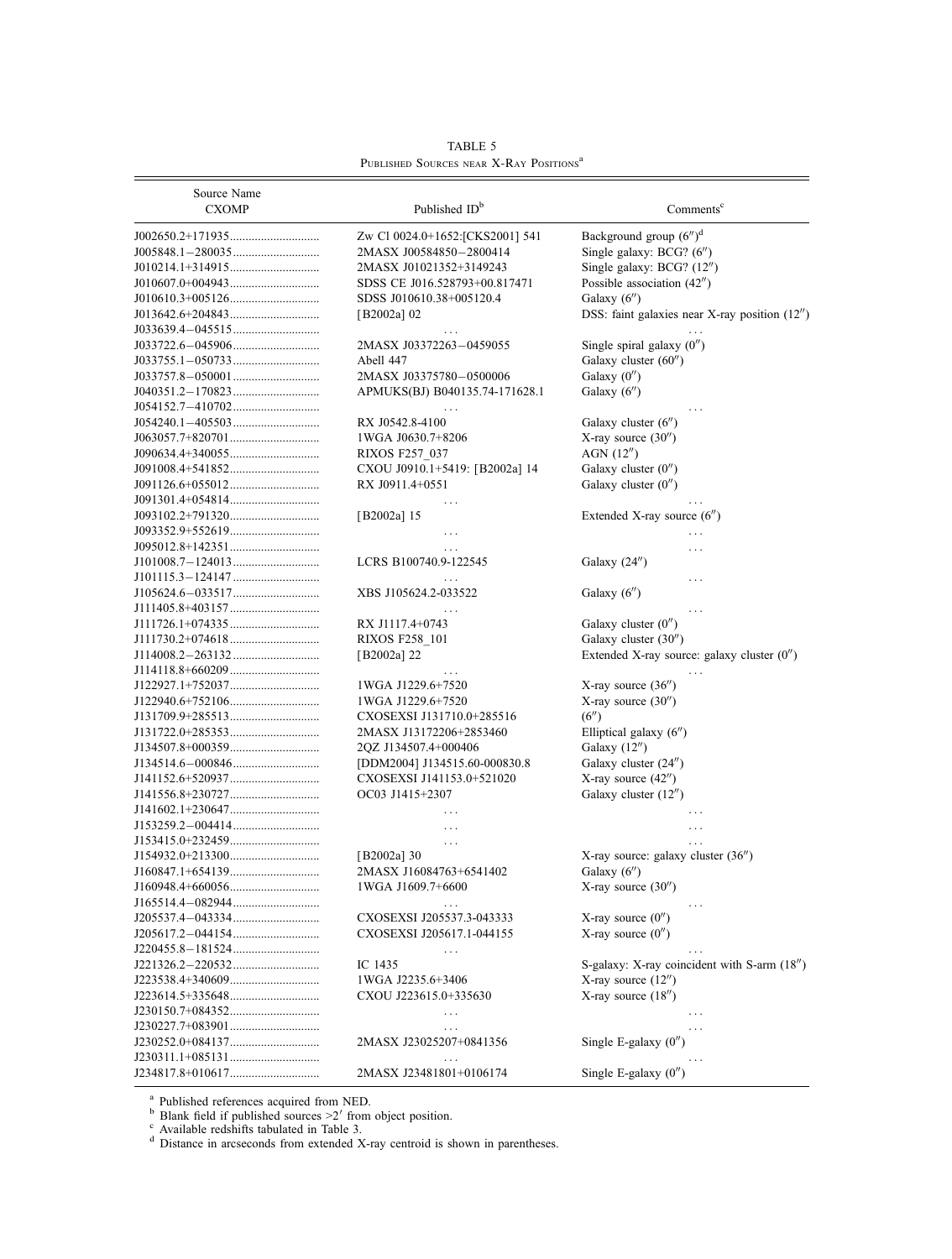TABLE 5
Published Sources near X-Ray Positions[a]

| Source Name CXOMP | Published ID[b] | Comments[c] |
|---|---|---|
| J002650.2+171935 | Zw Cl 0024.0+1652:[CKS2001] 541 | Background group (6″)[d] |
| J005848.1−280035 | 2MASX J00584850−2800414 | Single galaxy: BCG? (6″) |
| J010214.1+314915 | 2MASX J01021352+3149243 | Single galaxy: BCG? (12″) |
| J010607.0+004943 | SDSS CE J016.528793+00.817471 | Possible association (42″) |
| J010610.3+005126 | SDSS J010610.38+005120.4 | Galaxy (6″) |
| J013642.6+204843 | [B2002a] 02 | DSS: faint galaxies near X-ray position (12″) |
| J033639.4−045515 | ... | ... |
| J033722.6−045906 | 2MASX J03372263−0459055 | Single spiral galaxy (0″) |
| J033755.1−050733 | Abell 447 | Galaxy cluster (60″) |
| J033757.8−050001 | 2MASX J03375780−0500006 | Galaxy (0″) |
| J040351.2−170823 | APMUKS(BJ) B040135.74-171628.1 | Galaxy (6″) |
| J054152.7−410702 | ... | ... |
| J054240.1−405503 | RX J0542.8-4100 | Galaxy cluster (6″) |
| J063057.7+820701 | 1WGA J0630.7+8206 | X-ray source (30″) |
| J090634.4+340055 | RIXOS F257_037 | AGN (12″) |
| J091008.4+541852 | CXOU J0910.1+5419: [B2002a] 14 | Galaxy cluster (0″) |
| J091126.6+055012 | RX J0911.4+0551 | Galaxy cluster (0″) |
| J091301.4+054814 | ... | ... |
| J093102.2+791320 | [B2002a] 15 | Extended X-ray source (6″) |
| J093352.9+552619 | ... | ... |
| J095012.8+142351 | ... | ... |
| J101008.7−124013 | LCRS B100740.9-122545 | Galaxy (24″) |
| J101115.3−124147 | ... | ... |
| J105624.6−033517 | XBS J105624.2-033522 | Galaxy (6″) |
| J111405.8+403157 | ... | ... |
| J111726.1+074335 | RX J1117.4+0743 | Galaxy cluster (0″) |
| J111730.2+074618 | RIXOS F258_101 | Galaxy cluster (30″) |
| J114008.2−263132 | [B2002a] 22 | Extended X-ray source: galaxy cluster (0″) |
| J114118.8+660209 | ... | ... |
| J122927.1+752037 | 1WGA J1229.6+7520 | X-ray source (36″) |
| J122940.6+752106 | 1WGA J1229.6+7520 | X-ray source (30″) |
| J131709.9+285513 | CXOSEXSI J131710.0+285516 | (6″) |
| J131722.0+285353 | 2MASX J13172206+2853460 | Elliptical galaxy (6″) |
| J134507.8+000359 | 2QZ J134507.4+000406 | Galaxy (12″) |
| J134514.6−000846 | [DDM2004] J134515.60-000830.8 | Galaxy cluster (24″) |
| J141152.6+520937 | CXOSEXSI J141153.0+521020 | X-ray source (42″) |
| J141556.8+230727 | OC03 J1415+2307 | Galaxy cluster (12″) |
| J141602.1+230647 | ... | ... |
| J153259.2−004414 | ... | ... |
| J153415.0+232459 | ... | ... |
| J154932.0+213300 | [B2002a] 30 | X-ray source: galaxy cluster (36″) |
| J160847.1+654139 | 2MASX J16084763+6541402 | Galaxy (6″) |
| J160948.4+660056 | 1WGA J1609.7+6600 | X-ray source (30″) |
| J165514.4−082944 | ... | ... |
| J205537.4−043334 | CXOSEXSI J205537.3-043333 | X-ray source (0″) |
| J205617.2−044154 | CXOSEXSI J205617.1-044155 | X-ray source (0″) |
| J220455.8−181524 | ... | ... |
| J221326.2−220532 | IC 1435 | S-galaxy: X-ray coincident with S-arm (18″) |
| J223538.4+340609 | 1WGA J2235.6+3406 | X-ray source (12″) |
| J223614.5+335648 | CXOU J223615.0+335630 | X-ray source (18″) |
| J230150.7+084352 | ... | ... |
| J230227.7+083901 | ... | ... |
| J230252.0+084137 | 2MASX J23025207+0841356 | Single E-galaxy (0″) |
| J230311.1+085131 | ... | ... |
| J234817.8+010617 | 2MASX J23481801+0106174 | Single E-galaxy (0″) |

[a] Published references acquired from NED.
[b] Blank field if published sources >2′ from object position.
[c] Available redshifts tabulated in Table 3.
[d] Distance in arcseconds from extended X-ray centroid is shown in parentheses.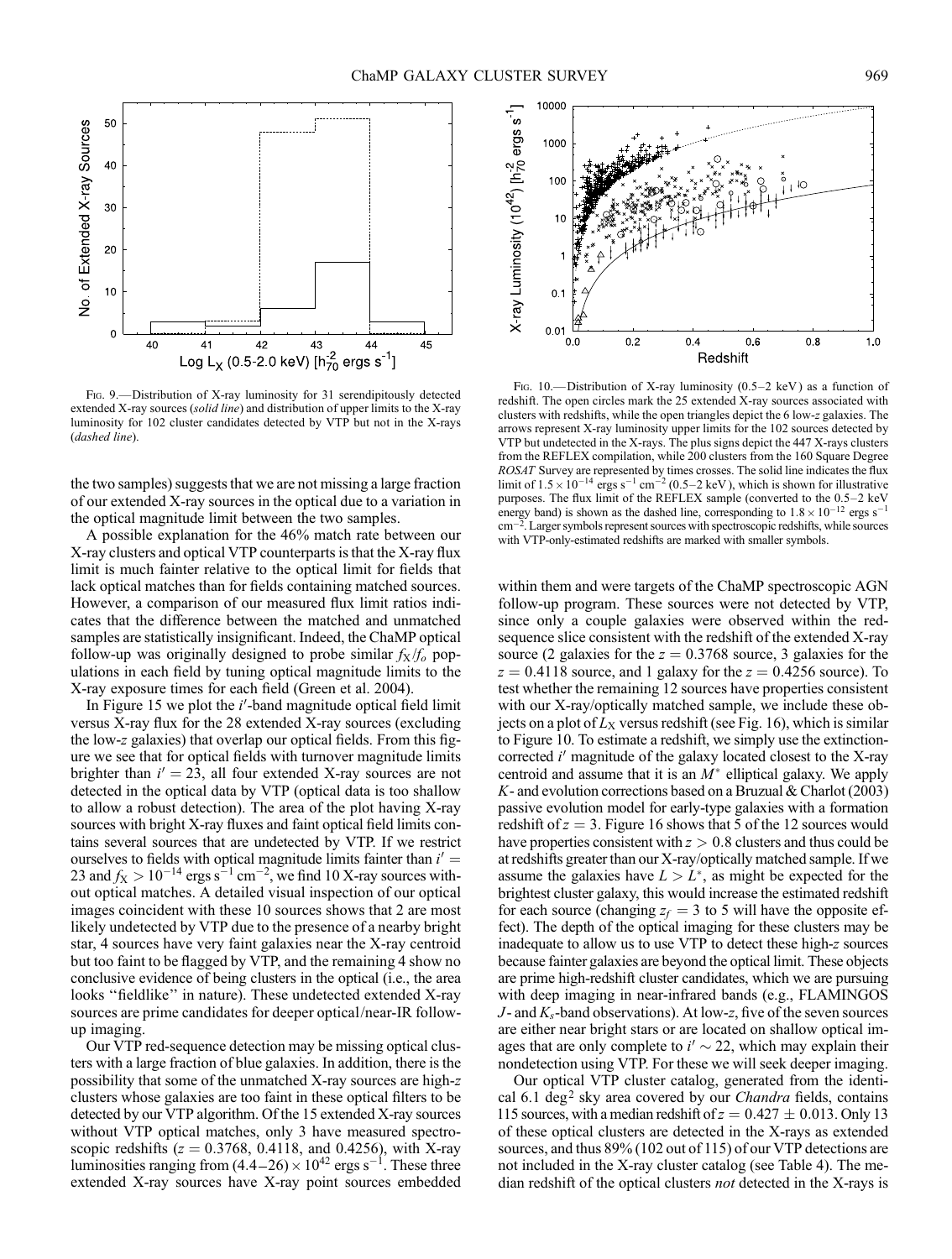FIG. 9.—Distribution of X-ray luminosity for 31 serendipitously detected extended X-ray sources (*solid line*) and distribution of upper limits to the X-ray luminosity for 102 cluster candidates detected by VTP but not in the X-rays (*dashed line*).

FIG. 10.—Distribution of X-ray luminosity (0.5–2 keV) as a function of redshift. The open circles mark the 25 extended X-ray sources associated with clusters with redshifts, while the open triangles depict the 6 low-$z$ galaxies. The arrows represent X-ray luminosity upper limits for the 102 sources detected by VTP but undetected in the X-rays. The plus signs depict the 447 X-rays clusters from the REFLEX compilation, while 200 clusters from the 160 Square Degree *ROSAT* Survey are represented by times crosses. The solid line indicates the flux limit of $1.5 \times 10^{-14}$ ergs s$^{-1}$ cm$^{-2}$ (0.5–2 keV), which is shown for illustrative purposes. The flux limit of the REFLEX sample (converted to the 0.5–2 keV energy band) is shown as the dashed line, corresponding to $1.8 \times 10^{-12}$ ergs s$^{-1}$ cm$^{-2}$. Larger symbols represent sources with spectroscopic redshifts, while sources with VTP-only-estimated redshifts are marked with smaller symbols.

the two samples) suggests that we are not missing a large fraction of our extended X-ray sources in the optical due to a variation in the optical magnitude limit between the two samples.

A possible explanation for the 46% match rate between our X-ray clusters and optical VTP counterparts is that the X-ray flux limit is much fainter relative to the optical limit for fields that lack optical matches than for fields containing matched sources. However, a comparison of our measured flux limit ratios indicates that the difference between the matched and unmatched samples are statistically insignificant. Indeed, the ChaMP optical follow-up was originally designed to probe similar $f_X/f_o$ populations in each field by tuning optical magnitude limits to the X-ray exposure times for each field (Green et al. 2004).

In Figure 15 we plot the $i'$-band magnitude optical field limit versus X-ray flux for the 28 extended X-ray sources (excluding the low-$z$ galaxies) that overlap our optical fields. From this figure we see that for optical fields with turnover magnitude limits brighter than $i' = 23$, all four extended X-ray sources are not detected in the optical data by VTP (optical data is too shallow to allow a robust detection). The area of the plot having X-ray sources with bright X-ray fluxes and faint optical field limits contains several sources that are undetected by VTP. If we restrict ourselves to fields with optical magnitude limits fainter than $i' = 23$ and $f_X > 10^{-14}$ ergs s$^{-1}$ cm$^{-2}$, we find 10 X-ray sources without optical matches. A detailed visual inspection of our optical images coincident with these 10 sources shows that 2 are most likely undetected by VTP due to the presence of a nearby bright star, 4 sources have very faint galaxies near the X-ray centroid but too faint to be flagged by VTP, and the remaining 4 show no conclusive evidence of being clusters in the optical (i.e., the area looks "fieldlike" in nature). These undetected extended X-ray sources are prime candidates for deeper optical/near-IR follow-up imaging.

Our VTP red-sequence detection may be missing optical clusters with a large fraction of blue galaxies. In addition, there is the possibility that some of the unmatched X-ray sources are high-$z$ clusters whose galaxies are too faint in these optical filters to be detected by our VTP algorithm. Of the 15 extended X-ray sources without VTP optical matches, only 3 have measured spectroscopic redshifts ($z = 0.3768$, 0.4118, and 0.4256), with X-ray luminosities ranging from $(4.4–26) \times 10^{42}$ ergs s$^{-1}$. These three extended X-ray sources have X-ray point sources embedded within them and were targets of the ChaMP spectroscopic AGN follow-up program. These sources were not detected by VTP, since only a couple galaxies were observed within the red-sequence slice consistent with the redshift of the extended X-ray source (2 galaxies for the $z = 0.3768$ source, 3 galaxies for the $z = 0.4118$ source, and 1 galaxy for the $z = 0.4256$ source). To test whether the remaining 12 sources have properties consistent with our X-ray/optically matched sample, we include these objects on a plot of $L_X$ versus redshift (see Fig. 16), which is similar to Figure 10. To estimate a redshift, we simply use the extinction-corrected $i'$ magnitude of the galaxy located closest to the X-ray centroid and assume that it is an $M^*$ elliptical galaxy. We apply $K$- and evolution corrections based on a Bruzual & Charlot (2003) passive evolution model for early-type galaxies with a formation redshift of $z = 3$. Figure 16 shows that 5 of the 12 sources would have properties consistent with $z > 0.8$ clusters and thus could be at redshifts greater than our X-ray/optically matched sample. If we assume the galaxies have $L > L^*$, as might be expected for the brightest cluster galaxy, this would increase the estimated redshift for each source (changing $z_f = 3$ to 5 will have the opposite effect). The depth of the optical imaging for these clusters may be inadequate to allow us to use VTP to detect these high-$z$ sources because fainter galaxies are beyond the optical limit. These objects are prime high-redshift cluster candidates, which we are pursuing with deep imaging in near-infrared bands (e.g., FLAMINGOS $J$- and $K_s$-band observations). At low-$z$, five of the seven sources are either near bright stars or are located on shallow optical images that are only complete to $i' \sim 22$, which may explain their nondetection using VTP. For these we will seek deeper imaging.

Our optical VTP cluster catalog, generated from the identical 6.1 deg$^2$ sky area covered by our *Chandra* fields, contains 115 sources, with a median redshift of $z = 0.427 \pm 0.013$. Only 13 of these optical clusters are detected in the X-rays as extended sources, and thus 89% (102 out of 115) of our VTP detections are not included in the X-ray cluster catalog (see Table 4). The median redshift of the optical clusters *not* detected in the X-rays is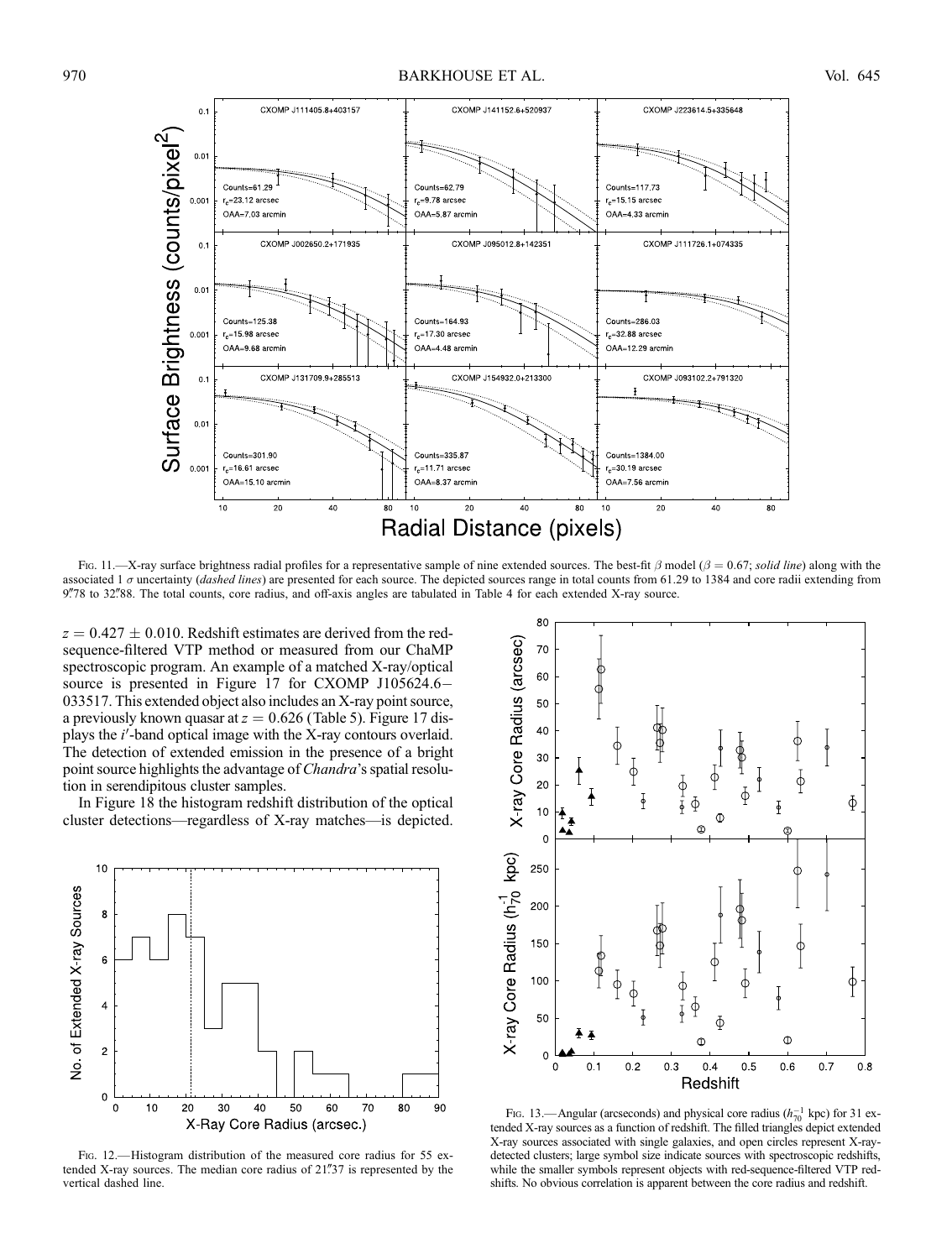FIG. 11.—X-ray surface brightness radial profiles for a representative sample of nine extended sources. The best-fit $\beta$ model ($\beta = 0.67$; *solid line*) along with the associated 1 $\sigma$ uncertainty (*dashed lines*) are presented for each source. The depicted sources range in total counts from 61.29 to 1384 and core radii extending from 9″.78 to 32″.88. The total counts, core radius, and off-axis angles are tabulated in Table 4 for each extended X-ray source.

$z = 0.427 \pm 0.010$. Redshift estimates are derived from the red-sequence-filtered VTP method or measured from our ChaMP spectroscopic program. An example of a matched X-ray/optical source is presented in Figure 17 for CXOMP J105624.6−033517. This extended object also includes an X-ray point source, a previously known quasar at $z = 0.626$ (Table 5). Figure 17 displays the $i'$-band optical image with the X-ray contours overlaid. The detection of extended emission in the presence of a bright point source highlights the advantage of *Chandra*'s spatial resolution in serendipitous cluster samples.

In Figure 18 the histogram redshift distribution of the optical cluster detections—regardless of X-ray matches—is depicted.

FIG. 12.—Histogram distribution of the measured core radius for 55 extended X-ray sources. The median core radius of 21″.37 is represented by the vertical dashed line.

FIG. 13.—Angular (arcseconds) and physical core radius ($h_{70}^{-1}$ kpc) for 31 extended X-ray sources as a function of redshift. The filled triangles depict extended X-ray sources associated with single galaxies, and open circles represent X-ray-detected clusters; large symbol size indicate sources with spectroscopic redshifts, while the smaller symbols represent objects with red-sequence-filtered VTP redshifts. No obvious correlation is apparent between the core radius and redshift.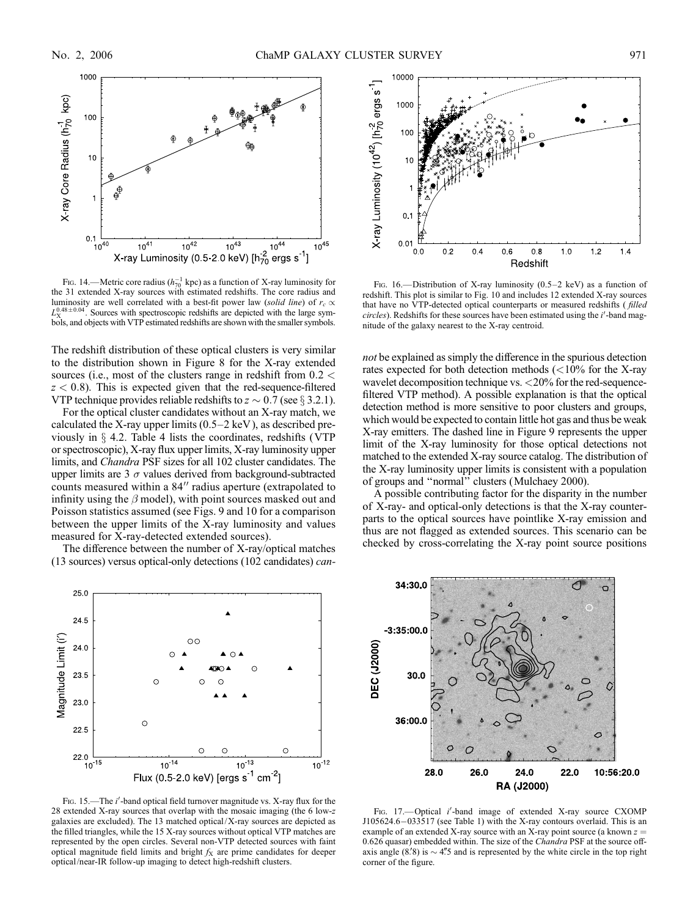Fig. 14.—Metric core radius ($h_{70}^{-1}$ kpc) as a function of X-ray luminosity for the 31 extended X-ray sources with estimated redshifts. The core radius and luminosity are well correlated with a best-fit power law (*solid line*) of $r_c \propto L_X^{0.48\pm0.04}$. Sources with spectroscopic redshifts are depicted with the large symbols, and objects with VTP estimated redshifts are shown with the smaller symbols.

Fig. 16.—Distribution of X-ray luminosity (0.5–2 keV) as a function of redshift. This plot is similar to Fig. 10 and includes 12 extended X-ray sources that have no VTP-detected optical counterparts or measured redshifts (*filled circles*). Redshifts for these sources have been estimated using the $i'$-band magnitude of the galaxy nearest to the X-ray centroid.

The redshift distribution of these optical clusters is very similar to the distribution shown in Figure 8 for the X-ray extended sources (i.e., most of the clusters range in redshift from $0.2 < z < 0.8$). This is expected given that the red-sequence-filtered VTP technique provides reliable redshifts to $z \sim 0.7$ (see § 3.2.1).

For the optical cluster candidates without an X-ray match, we calculated the X-ray upper limits (0.5–2 keV), as described previously in § 4.2. Table 4 lists the coordinates, redshifts (VTP or spectroscopic), X-ray flux upper limits, X-ray luminosity upper limits, and *Chandra* PSF sizes for all 102 cluster candidates. The upper limits are 3 $\sigma$ values derived from background-subtracted counts measured within a 84″ radius aperture (extrapolated to infinity using the $\beta$ model), with point sources masked out and Poisson statistics assumed (see Figs. 9 and 10 for a comparison between the upper limits of the X-ray luminosity and values measured for X-ray-detected extended sources).

The difference between the number of X-ray/optical matches (13 sources) versus optical-only detections (102 candidates) *cannot* be explained as simply the difference in the spurious detection rates expected for both detection methods (<10% for the X-ray wavelet decomposition technique vs. <20% for the red-sequence-filtered VTP method). A possible explanation is that the optical detection method is more sensitive to poor clusters and groups, which would be expected to contain little hot gas and thus be weak X-ray emitters. The dashed line in Figure 9 represents the upper limit of the X-ray luminosity for those optical detections not matched to the extended X-ray source catalog. The distribution of the X-ray luminosity upper limits is consistent with a population of groups and "normal" clusters (Mulchaey 2000).

A possible contributing factor for the disparity in the number of X-ray- and optical-only detections is that the X-ray counterparts to the optical sources have pointlike X-ray emission and thus are not flagged as extended sources. This scenario can be checked by cross-correlating the X-ray point source positions

Fig. 15.—The $i'$-band optical field turnover magnitude vs. X-ray flux for the 28 extended X-ray sources that overlap with the mosaic imaging (the 6 low-$z$ galaxies are excluded). The 13 matched optical/X-ray sources are depicted as the filled triangles, while the 15 X-ray sources without optical VTP matches are represented by the open circles. Several non-VTP detected sources with faint optical magnitude field limits and bright $f_X$ are prime candidates for deeper optical/near-IR follow-up imaging to detect high-redshift clusters.

Fig. 17.—Optical $i'$-band image of extended X-ray source CXOMP J105624.6−033517 (see Table 1) with the X-ray contours overlaid. This is an example of an extended X-ray source with an X-ray point source (a known $z = 0.626$ quasar) embedded within. The size of the *Chandra* PSF at the source off-axis angle (8.′8) is ~4.″5 and is represented by the white circle in the top right corner of the figure.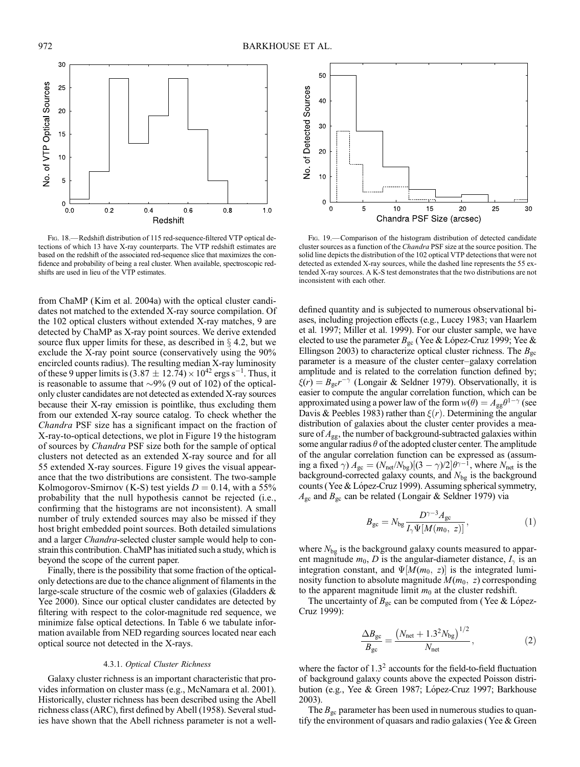Fig. 18.—Redshift distribution of 115 red-sequence-filtered VTP optical detections of which 13 have X-ray counterparts. The VTP redshift estimates are based on the redshift of the associated red-sequence slice that maximizes the confidence and probability of being a real cluster. When available, spectroscopic redshifts are used in lieu of the VTP estimates.

Fig. 19.—Comparison of the histogram distribution of detected candidate cluster sources as a function of the *Chandra* PSF size at the source position. The solid line depicts the distribution of the 102 optical VTP detections that were not detected as extended X-ray sources, while the dashed line represents the 55 extended X-ray sources. A K-S test demonstrates that the two distributions are not inconsistent with each other.

from ChaMP (Kim et al. 2004a) with the optical cluster candidates not matched to the extended X-ray source compilation. Of the 102 optical clusters without extended X-ray matches, 9 are detected by ChaMP as X-ray point sources. We derive extended source flux upper limits for these, as described in § 4.2, but we exclude the X-ray point source (conservatively using the 90% encircled counts radius). The resulting median X-ray luminosity of these 9 upper limits is $(3.87 \pm 12.74) \times 10^{42}$ ergs s$^{-1}$. Thus, it is reasonable to assume that ~9% (9 out of 102) of the optical-only cluster candidates are not detected as extended X-ray sources because their X-ray emission is pointlike, thus excluding them from our extended X-ray source catalog. To check whether the *Chandra* PSF size has a significant impact on the fraction of X-ray-to-optical detections, we plot in Figure 19 the histogram of sources by *Chandra* PSF size both for the sample of optical clusters not detected as an extended X-ray source and for all 55 extended X-ray sources. Figure 19 gives the visual appearance that the two distributions are consistent. The two-sample Kolmogorov-Smirnov (K-S) test yields $D = 0.14$, with a 55% probability that the null hypothesis cannot be rejected (i.e., confirming that the histograms are not inconsistent). A small number of truly extended sources may also be missed if they host bright embedded point sources. Both detailed simulations and a larger *Chandra*-selected cluster sample would help to constrain this contribution. ChaMP has initiated such a study, which is beyond the scope of the current paper.

Finally, there is the possibility that some fraction of the optical-only detections are due to the chance alignment of filaments in the large-scale structure of the cosmic web of galaxies (Gladders & Yee 2000). Since our optical cluster candidates are detected by filtering with respect to the color-magnitude red sequence, we minimize false optical detections. In Table 6 we tabulate information available from NED regarding sources located near each optical source not detected in the X-rays.

#### 4.3.1. *Optical Cluster Richness*

Galaxy cluster richness is an important characteristic that provides information on cluster mass (e.g., McNamara et al. 2001). Historically, cluster richness has been described using the Abell richness class (ARC), first defined by Abell (1958). Several studies have shown that the Abell richness parameter is not a well-defined quantity and is subjected to numerous observational biases, including projection effects (e.g., Lucey 1983; van Haarlem et al. 1997; Miller et al. 1999). For our cluster sample, we have elected to use the parameter $B_{gc}$ (Yee & López-Cruz 1999; Yee & Ellingson 2003) to characterize optical cluster richness. The $B_{gc}$ parameter is a measure of the cluster center–galaxy correlation amplitude and is related to the correlation function defined by; $\xi(r) = B_{gc} r^{-\gamma}$ (Longair & Seldner 1979). Observationally, it is easier to compute the angular correlation function, which can be approximated using a power law of the form $w(\theta) = A_{gg}\theta^{1-\gamma}$ (see Davis & Peebles 1983) rather than $\xi(r)$. Determining the angular distribution of galaxies about the cluster center provides a measure of $A_{gg}$, the number of background-subtracted galaxies within some angular radius $\theta$ of the adopted cluster center. The amplitude of the angular correlation function can be expressed as (assuming a fixed $\gamma$) $A_{gc} = (N_{net}/N_{bg})[(3-\gamma)/2]\theta^{\gamma-1}$, where $N_{net}$ is the background-corrected galaxy counts, and $N_{bg}$ is the background counts (Yee & López-Cruz 1999). Assuming spherical symmetry, $A_{gc}$ and $B_{gc}$ can be related (Longair & Seldner 1979) via

$$B_{gc} = N_{bg} \frac{D^{\gamma-3} A_{gc}}{I_\gamma \Psi[M(m_0, z)]}, \tag{1}$$

where $N_{bg}$ is the background galaxy counts measured to apparent magnitude $m_0$, $D$ is the angular-diameter distance, $I_\gamma$ is an integration constant, and $\Psi[M(m_0, z)]$ is the integrated luminosity function to absolute magnitude $M(m_0, z)$ corresponding to the apparent magnitude limit $m_0$ at the cluster redshift.

The uncertainty of $B_{gc}$ can be computed from (Yee & López-Cruz 1999):

$$\frac{\Delta B_{gc}}{B_{gc}} = \frac{\left(N_{net} + 1.3^2 N_{bg}\right)^{1/2}}{N_{net}}, \tag{2}$$

where the factor of $1.3^2$ accounts for the field-to-field fluctuation of background galaxy counts above the expected Poisson distribution (e.g., Yee & Green 1987; López-Cruz 1997; Barkhouse 2003).

The $B_{gc}$ parameter has been used in numerous studies to quantify the environment of quasars and radio galaxies (Yee & Green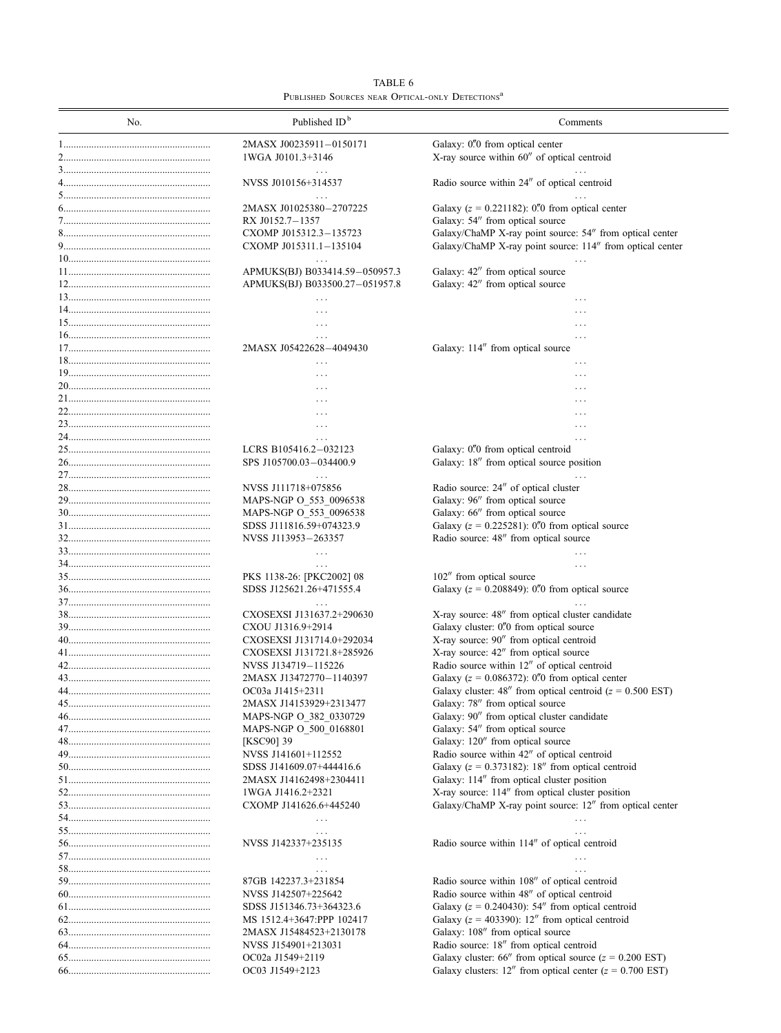TABLE 6

Published Sources near Optical-only Detections[a]

| No. | Published ID[b] | Comments |
|---|---|---|
| 1 | 2MASX J00235911−0150171 | Galaxy: 0″.0 from optical center |
| 2 | 1WGA J0101.3+3146 | X-ray source within 60″ of optical centroid |
| 3 | ... | ... |
| 4 | NVSS J010156+314537 | Radio source within 24″ of optical centroid |
| 5 | ... | ... |
| 6 | 2MASX J01025380−2707225 | Galaxy ($z$ = 0.221182): 0″.0 from optical center |
| 7 | RX J0152.7−1357 | Galaxy: 54″ from optical source |
| 8 | CXOMP J015312.3−135723 | Galaxy/ChaMP X-ray point source: 54″ from optical center |
| 9 | CXOMP J015311.1−135104 | Galaxy/ChaMP X-ray point source: 114″ from optical center |
| 10 | ... | ... |
| 11 | APMUKS(BJ) B033414.59−050957.3 | Galaxy: 42″ from optical source |
| 12 | APMUKS(BJ) B033500.27−051957.8 | Galaxy: 42″ from optical source |
| 13 | ... | ... |
| 14 | ... | ... |
| 15 | ... | ... |
| 16 | ... | ... |
| 17 | 2MASX J05422628−4049430 | Galaxy: 114″ from optical source |
| 18 | ... | ... |
| 19 | ... | ... |
| 20 | ... | ... |
| 21 | ... | ... |
| 22 | ... | ... |
| 23 | ... | ... |
| 24 | ... | ... |
| 25 | LCRS B105416.2−032123 | Galaxy: 0″.0 from optical centroid |
| 26 | SPS J105700.03−034400.9 | Galaxy: 18″ from optical source position |
| 27 | ... | ... |
| 28 | NVSS J111718+075856 | Radio source: 24″ of optical cluster |
| 29 | MAPS-NGP O_553_0096538 | Galaxy: 96″ from optical source |
| 30 | MAPS-NGP O_553_0096538 | Galaxy: 66″ from optical source |
| 31 | SDSS J111816.59+074323.9 | Galaxy ($z$ = 0.225281): 0″.0 from optical source |
| 32 | NVSS J113953−263357 | Radio source: 48″ from optical source |
| 33 | ... | ... |
| 34 | ... | ... |
| 35 | PKS 1138-26: [PKC2002] 08 | 102″ from optical source |
| 36 | SDSS J125621.26+471555.4 | Galaxy ($z$ = 0.208849): 0″.0 from optical source |
| 37 | ... | ... |
| 38 | CXOSEXSI J131637.2+290630 | X-ray source: 48″ from optical cluster candidate |
| 39 | CXOU J1316.9+2914 | Galaxy cluster: 0″.0 from optical source |
| 40 | CXOSEXSI J131714.0+292034 | X-ray source: 90″ from optical centroid |
| 41 | CXOSEXSI J131721.8+285926 | X-ray source: 42″ from optical source |
| 42 | NVSS J134719−115226 | Radio source within 12″ of optical centroid |
| 43 | 2MASX J13472770−1140397 | Galaxy ($z$ = 0.086372): 0″.0 from optical center |
| 44 | OC03a J1415+2311 | Galaxy cluster: 48″ from optical centroid ($z$ = 0.500 EST) |
| 45 | 2MASX J14153929+2313477 | Galaxy: 78″ from optical source |
| 46 | MAPS-NGP O_382_0330729 | Galaxy: 90″ from optical cluster candidate |
| 47 | MAPS-NGP O_500_0168801 | Galaxy: 54″ from optical source |
| 48 | [KSC90] 39 | Galaxy: 120″ from optical source |
| 49 | NVSS J141601+112552 | Radio source within 42″ of optical centroid |
| 50 | SDSS J141609.07+444416.6 | Galaxy ($z$ = 0.373182): 18″ from optical centroid |
| 51 | 2MASX J14162498+2304411 | Galaxy: 114″ from optical cluster position |
| 52 | 1WGA J1416.2+2321 | X-ray source: 114″ from optical cluster position |
| 53 | CXOMP J141626.6+445240 | Galaxy/ChaMP X-ray point source: 12″ from optical center |
| 54 | ... | ... |
| 55 | ... | ... |
| 56 | NVSS J142337+235135 | Radio source within 114″ of optical centroid |
| 57 | ... | ... |
| 58 | ... | ... |
| 59 | 87GB 142237.3+231854 | Radio source within 108″ of optical centroid |
| 60 | NVSS J142507+225642 | Radio source within 48″ of optical centroid |
| 61 | SDSS J151346.73+364323.6 | Galaxy ($z$ = 0.240430): 54″ from optical centroid |
| 62 | MS 1512.4+3647:PPP 102417 | Galaxy ($z$ = 403390): 12″ from optical centroid |
| 63 | 2MASX J15484523+2130178 | Galaxy: 108″ from optical source |
| 64 | NVSS J154901+213031 | Radio source: 18″ from optical centroid |
| 65 | OC02a J1549+2119 | Galaxy cluster: 66″ from optical source ($z$ = 0.200 EST) |
| 66 | OC03 J1549+2123 | Galaxy clusters: 12″ from optical center ($z$ = 0.700 EST) |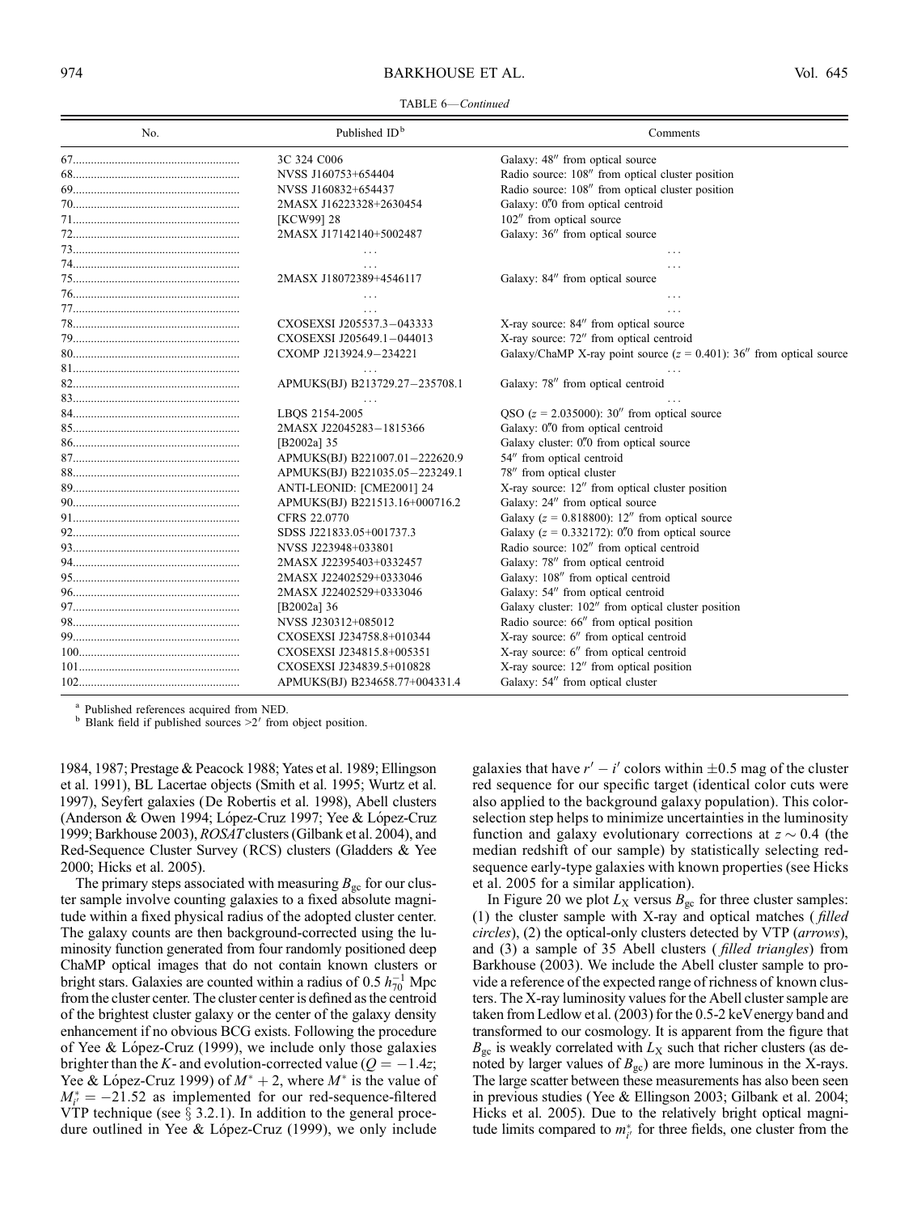TABLE 6—*Continued*

| No. | Published ID[b] | Comments |
|---|---|---|
| 67 | 3C 324 C006 | Galaxy: 48″ from optical source |
| 68 | NVSS J160753+654404 | Radio source: 108″ from optical cluster position |
| 69 | NVSS J160832+654437 | Radio source: 108″ from optical cluster position |
| 70 | 2MASX J16223328+2630454 | Galaxy: 0″.0 from optical centroid |
| 71 | [KCW99] 28 | 102″ from optical source |
| 72 | 2MASX J17142140+5002487 | Galaxy: 36″ from optical source |
| 73 | ... | ... |
| 74 | ... | ... |
| 75 | 2MASX J18072389+4546117 | Galaxy: 84″ from optical source |
| 76 | ... | ... |
| 77 | ... | ... |
| 78 | CXOSEXSI J205537.3−043333 | X-ray source: 84″ from optical source |
| 79 | CXOSEXSI J205649.1−044013 | X-ray source: 72″ from optical centroid |
| 80 | CXOMP J213924.9−234221 | Galaxy/ChaMP X-ray point source ($z$ = 0.401): 36″ from optical source |
| 81 | ... | ... |
| 82 | APMUKS(BJ) B213729.27−235708.1 | Galaxy: 78″ from optical centroid |
| 83 | ... | ... |
| 84 | LBQS 2154-2005 | QSO ($z$ = 2.035000): 30″ from optical source |
| 85 | 2MASX J22045283−1815366 | Galaxy: 0″.0 from optical centroid |
| 86 | [B2002a] 35 | Galaxy cluster: 0″.0 from optical source |
| 87 | APMUKS(BJ) B221007.01−222620.9 | 54″ from optical centroid |
| 88 | APMUKS(BJ) B221035.05−223249.1 | 78″ from optical cluster |
| 89 | ANTI-LEONID: [CME2001] 24 | X-ray source: 12″ from optical cluster position |
| 90 | APMUKS(BJ) B221513.16+000716.2 | Galaxy: 24″ from optical source |
| 91 | CFRS 22.0770 | Galaxy ($z$ = 0.818800): 12″ from optical source |
| 92 | SDSS J221833.05+001737.3 | Galaxy ($z$ = 0.332172): 0″.0 from optical source |
| 93 | NVSS J223948+033801 | Radio source: 102″ from optical centroid |
| 94 | 2MASX J22395403+0332457 | Galaxy: 78″ from optical centroid |
| 95 | 2MASX J22402529+0333046 | Galaxy: 108″ from optical centroid |
| 96 | 2MASX J22402529+0333046 | Galaxy: 54″ from optical centroid |
| 97 | [B2002a] 36 | Galaxy cluster: 102″ from optical cluster position |
| 98 | NVSS J230312+085012 | Radio source: 66″ from optical position |
| 99 | CXOSEXSI J234758.8+010344 | X-ray source: 6″ from optical centroid |
| 100 | CXOSEXSI J234815.8+005351 | X-ray source: 6″ from optical centroid |
| 101 | CXOSEXSI J234839.5+010828 | X-ray source: 12″ from optical position |
| 102 | APMUKS(BJ) B234658.77+004331.4 | Galaxy: 54″ from optical cluster |

[a] Published references acquired from NED.
[b] Blank field if published sources >2′ from object position.

1984, 1987; Prestage & Peacock 1988; Yates et al. 1989; Ellingson et al. 1991), BL Lacertae objects (Smith et al. 1995; Wurtz et al. 1997), Seyfert galaxies (De Robertis et al. 1998), Abell clusters (Anderson & Owen 1994; López-Cruz 1997; Yee & López-Cruz 1999; Barkhouse 2003), *ROSAT* clusters (Gilbank et al. 2004), and Red-Sequence Cluster Survey (RCS) clusters (Gladders & Yee 2000; Hicks et al. 2005).

The primary steps associated with measuring $B_{gc}$ for our cluster sample involve counting galaxies to a fixed absolute magnitude within a fixed physical radius of the adopted cluster center. The galaxy counts are then background-corrected using the luminosity function generated from four randomly positioned deep ChaMP optical images that do not contain known clusters or bright stars. Galaxies are counted within a radius of 0.5 $h_{70}^{-1}$ Mpc from the cluster center. The cluster center is defined as the centroid of the brightest cluster galaxy or the center of the galaxy density enhancement if no obvious BCG exists. Following the procedure of Yee & López-Cruz (1999), we include only those galaxies brighter than the $K$- and evolution-corrected value ($Q = -1.4z$; Yee & López-Cruz 1999) of $M^* + 2$, where $M^*$ is the value of $M_{i'}^* = -21.52$ as implemented for our red-sequence-filtered VTP technique (see § 3.2.1). In addition to the general procedure outlined in Yee & López-Cruz (1999), we only include galaxies that have $r' - i'$ colors within $\pm 0.5$ mag of the cluster red sequence for our specific target (identical color cuts were also applied to the background galaxy population). This color-selection step helps to minimize uncertainties in the luminosity function and galaxy evolutionary corrections at $z \sim 0.4$ (the median redshift of our sample) by statistically selecting red-sequence early-type galaxies with known properties (see Hicks et al. 2005 for a similar application).

In Figure 20 we plot $L_X$ versus $B_{gc}$ for three cluster samples: (1) the cluster sample with X-ray and optical matches (*filled circles*), (2) the optical-only clusters detected by VTP (*arrows*), and (3) a sample of 35 Abell clusters (*filled triangles*) from Barkhouse (2003). We include the Abell cluster sample to provide a reference of the expected range of richness of known clusters. The X-ray luminosity values for the Abell cluster sample are taken from Ledlow et al. (2003) for the 0.5-2 keV energy band and transformed to our cosmology. It is apparent from the figure that $B_{gc}$ is weakly correlated with $L_X$ such that richer clusters (as denoted by larger values of $B_{gc}$) are more luminous in the X-rays. The large scatter between these measurements has also been seen in previous studies (Yee & Ellingson 2003; Gilbank et al. 2004; Hicks et al. 2005). Due to the relatively bright optical magnitude limits compared to $m_{i'}^*$ for three fields, one cluster from the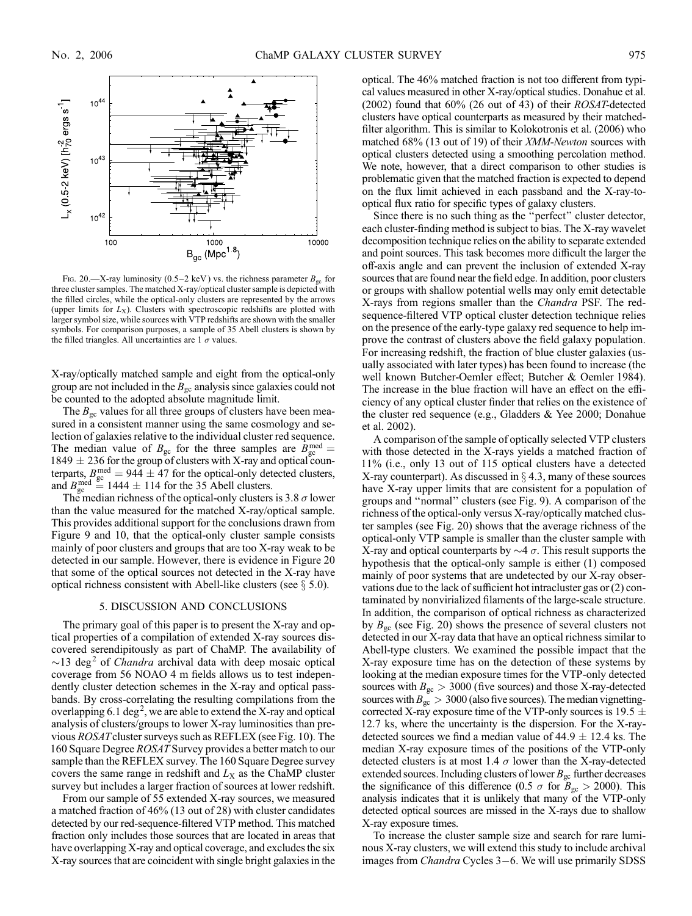Fig. 20.—X-ray luminosity (0.5–2 keV) vs. the richness parameter $B_{gc}$ for three cluster samples. The matched X-ray/optical cluster sample is depicted with the filled circles, while the optical-only clusters are represented by the arrows (upper limits for $L_X$). Clusters with spectroscopic redshifts are plotted with larger symbol size, while sources with VTP redshifts are shown with the smaller symbols. For comparison purposes, a sample of 35 Abell clusters is shown by the filled triangles. All uncertainties are 1 $\sigma$ values.

X-ray/optically matched sample and eight from the optical-only group are not included in the $B_{gc}$ analysis since galaxies could not be counted to the adopted absolute magnitude limit.

The $B_{gc}$ values for all three groups of clusters have been measured in a consistent manner using the same cosmology and selection of galaxies relative to the individual cluster red sequence. The median value of $B_{gc}$ for the three samples are $B_{gc}^{med} = 1849 \pm 236$ for the group of clusters with X-ray and optical counterparts, $B_{gc}^{med} = 944 \pm 47$ for the optical-only detected clusters, and $B_{gc}^{med} = 1444 \pm 114$ for the 35 Abell clusters.

The median richness of the optical-only clusters is 3.8 $\sigma$ lower than the value measured for the matched X-ray/optical sample. This provides additional support for the conclusions drawn from Figure 9 and 10, that the optical-only cluster sample consists mainly of poor clusters and groups that are too X-ray weak to be detected in our sample. However, there is evidence in Figure 20 that some of the optical sources not detected in the X-ray have optical richness consistent with Abell-like clusters (see § 5.0).

## 5. DISCUSSION AND CONCLUSIONS

The primary goal of this paper is to present the X-ray and optical properties of a compilation of extended X-ray sources discovered serendipitously as part of ChaMP. The availability of ~13 deg$^2$ of *Chandra* archival data with deep mosaic optical coverage from 56 NOAO 4 m fields allows us to test independently cluster detection schemes in the X-ray and optical passbands. By cross-correlating the resulting compilations from the overlapping 6.1 deg$^2$, we are able to extend the X-ray and optical analysis of clusters/groups to lower X-ray luminosities than previous *ROSAT* cluster surveys such as REFLEX (see Fig. 10). The 160 Square Degree *ROSAT* Survey provides a better match to our sample than the REFLEX survey. The 160 Square Degree survey covers the same range in redshift and $L_X$ as the ChaMP cluster survey but includes a larger fraction of sources at lower redshift.

From our sample of 55 extended X-ray sources, we measured a matched fraction of 46% (13 out of 28) with cluster candidates detected by our red-sequence-filtered VTP method. This matched fraction only includes those sources that are located in areas that have overlapping X-ray and optical coverage, and excludes the six X-ray sources that are coincident with single bright galaxies in the optical. The 46% matched fraction is not too different from typical values measured in other X-ray/optical studies. Donahue et al. (2002) found that 60% (26 out of 43) of their *ROSAT*-detected clusters have optical counterparts as measured by their matched-filter algorithm. This is similar to Kolokotronis et al. (2006) who matched 68% (13 out of 19) of their *XMM-Newton* sources with optical clusters detected using a smoothing percolation method. We note, however, that a direct comparison to other studies is problematic given that the matched fraction is expected to depend on the flux limit achieved in each passband and the X-ray-to-optical flux ratio for specific types of galaxy clusters.

Since there is no such thing as the "perfect" cluster detector, each cluster-finding method is subject to bias. The X-ray wavelet decomposition technique relies on the ability to separate extended and point sources. This task becomes more difficult the larger the off-axis angle and can prevent the inclusion of extended X-ray sources that are found near the field edge. In addition, poor clusters or groups with shallow potential wells may only emit detectable X-rays from regions smaller than the *Chandra* PSF. The red-sequence-filtered VTP optical cluster detection technique relies on the presence of the early-type galaxy red sequence to help improve the contrast of clusters above the field galaxy population. For increasing redshift, the fraction of blue cluster galaxies (usually associated with later types) has been found to increase (the well known Butcher-Oemler effect; Butcher & Oemler 1984). The increase in the blue fraction will have an effect on the efficiency of any optical cluster finder that relies on the existence of the cluster red sequence (e.g., Gladders & Yee 2000; Donahue et al. 2002).

A comparison of the sample of optically selected VTP clusters with those detected in the X-rays yields a matched fraction of 11% (i.e., only 13 out of 115 optical clusters have a detected X-ray counterpart). As discussed in § 4.3, many of these sources have X-ray upper limits that are consistent for a population of groups and "normal" clusters (see Fig. 9). A comparison of the richness of the optical-only versus X-ray/optically matched cluster samples (see Fig. 20) shows that the average richness of the optical-only VTP sample is smaller than the cluster sample with X-ray and optical counterparts by ~4 $\sigma$. This result supports the hypothesis that the optical-only sample is either (1) composed mainly of poor systems that are undetected by our X-ray observations due to the lack of sufficient hot intracluster gas or (2) contaminated by nonvirialized filaments of the large-scale structure. In addition, the comparison of optical richness as characterized by $B_{gc}$ (see Fig. 20) shows the presence of several clusters not detected in our X-ray data that have an optical richness similar to Abell-type clusters. We examined the possible impact that the X-ray exposure time has on the detection of these systems by looking at the median exposure times for the VTP-only detected sources with $B_{gc} > 3000$ (five sources) and those X-ray-detected sources with $B_{gc} > 3000$ (also five sources). The median vignetting-corrected X-ray exposure time of the VTP-only sources is 19.5 ± 12.7 ks, where the uncertainty is the dispersion. For the X-ray-detected sources we find a median value of 44.9 ± 12.4 ks. The median X-ray exposure times of the positions of the VTP-only detected clusters is at most 1.4 $\sigma$ lower than the X-ray-detected extended sources. Including clusters of lower $B_{gc}$ further decreases the significance of this difference (0.5 $\sigma$ for $B_{gc} > 2000$). This analysis indicates that it is unlikely that many of the VTP-only detected optical sources are missed in the X-rays due to shallow X-ray exposure times.

To increase the cluster sample size and search for rare luminous X-ray clusters, we will extend this study to include archival images from *Chandra* Cycles 3–6. We will use primarily SDSS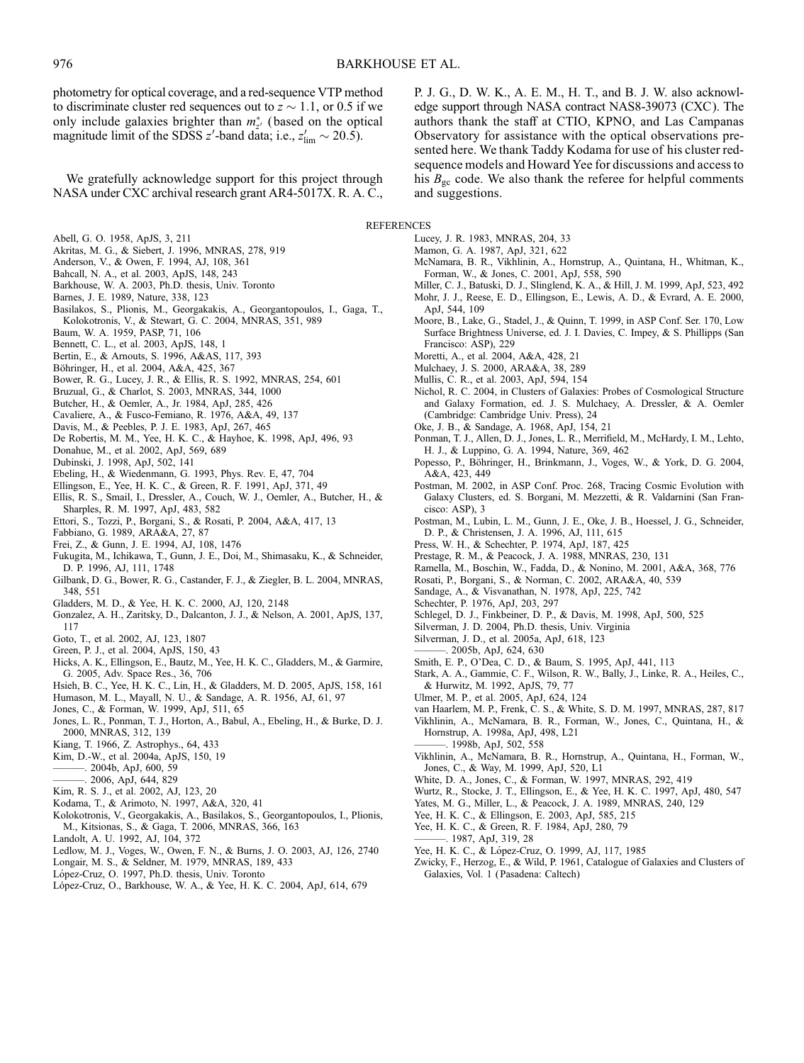photometry for optical coverage, and a red-sequence VTP method to discriminate cluster red sequences out to $z \sim 1.1$, or 0.5 if we only include galaxies brighter than $m^*_{z'}$ (based on the optical magnitude limit of the SDSS $z'$-band data; i.e., $z'_{\rm lim} \sim 20.5$).

We gratefully acknowledge support for this project through NASA under CXC archival research grant AR4-5017X. R. A. C., P. J. G., D. W. K., A. E. M., H. T., and B. J. W. also acknowledge support through NASA contract NAS8-39073 (CXC). The authors thank the staff at CTIO, KPNO, and Las Campanas Observatory for assistance with the optical observations presented here. We thank Taddy Kodama for use of his cluster red-sequence models and Howard Yee for discussions and access to his $B_{\rm gc}$ code. We also thank the referee for helpful comments and suggestions.

## REFERENCES

Abell, G. O. 1958, ApJS, 3, 211
Akritas, M. G., & Siebert, J. 1996, MNRAS, 278, 919
Anderson, V., & Owen, F. 1994, AJ, 108, 361
Bahcall, N. A., et al. 2003, ApJS, 148, 243
Barkhouse, W. A. 2003, Ph.D. thesis, Univ. Toronto
Barnes, J. E. 1989, Nature, 338, 123
Basilakos, S., Plionis, M., Georgakakis, A., Georgantopoulos, I., Gaga, T., Kolokotronis, V., & Stewart, G. C. 2004, MNRAS, 351, 989
Baum, W. A. 1959, PASP, 71, 106
Bennett, C. L., et al. 2003, ApJS, 148, 1
Bertin, E., & Arnouts, S. 1996, A&AS, 117, 393
Böhringer, H., et al. 2004, A&A, 425, 367
Bower, R. G., Lucey, J. R., & Ellis, R. S. 1992, MNRAS, 254, 601
Bruzual, G., & Charlot, S. 2003, MNRAS, 344, 1000
Butcher, H., & Oemler, A., Jr. 1984, ApJ, 285, 426
Cavaliere, A., & Fusco-Femiano, R. 1976, A&A, 49, 137
Davis, M., & Peebles, P. J. E. 1983, ApJ, 267, 465
De Robertis, M. M., Yee, H. K. C., & Hayhoe, K. 1998, ApJ, 496, 93
Donahue, M., et al. 2002, ApJ, 569, 689
Dubinski, J. 1998, ApJ, 502, 141
Ebeling, H., & Wiedenmann, G. 1993, Phys. Rev. E, 47, 704
Ellingson, E., Yee, H. K. C., & Green, R. F. 1991, ApJ, 371, 49
Ellis, R. S., Smail, I., Dressler, A., Couch, W. J., Oemler, A., Butcher, H., & Sharples, R. M. 1997, ApJ, 483, 582
Ettori, S., Tozzi, P., Borgani, S., & Rosati, P. 2004, A&A, 417, 13
Fabbiano, G. 1989, ARA&A, 27, 87
Frei, Z., & Gunn, J. E. 1994, AJ, 108, 1476
Fukugita, M., Ichikawa, T., Gunn, J. E., Doi, M., Shimasaku, K., & Schneider, D. P. 1996, AJ, 111, 1748
Gilbank, D. G., Bower, R. G., Castander, F. J., & Ziegler, B. L. 2004, MNRAS, 348, 551
Gladders, M. D., & Yee, H. K. C. 2000, AJ, 120, 2148
Gonzalez, A. H., Zaritsky, D., Dalcanton, J. J., & Nelson, A. 2001, ApJS, 137, 117
Goto, T., et al. 2002, AJ, 123, 1807
Green, P. J., et al. 2004, ApJS, 150, 43
Hicks, A. K., Ellingson, E., Bautz, M., Yee, H. K. C., Gladders, M., & Garmire, G. 2005, Adv. Space Res., 36, 706
Hsieh, B. C., Yee, H. K. C., Lin, H., & Gladders, M. D. 2005, ApJS, 158, 161
Humason, M. L., Mayall, N. U., & Sandage, A. R. 1956, AJ, 61, 97
Jones, C., & Forman, W. 1999, ApJ, 511, 65
Jones, L. R., Ponman, T. J., Horton, A., Babul, A., Ebeling, H., & Burke, D. J. 2000, MNRAS, 312, 139
Kiang, T. 1966, Z. Astrophys., 64, 433
Kim, D.-W., et al. 2004a, ApJS, 150, 19
———. 2004b, ApJ, 600, 59
———. 2006, ApJ, 644, 829
Kim, R. S. J., et al. 2002, AJ, 123, 20
Kodama, T., & Arimoto, N. 1997, A&A, 320, 41
Kolokotronis, V., Georgakakis, A., Basilakos, S., Georgantopoulos, I., Plionis, M., Kitsionas, S., & Gaga, T. 2006, MNRAS, 366, 163
Landolt, A. U. 1992, AJ, 104, 372
Ledlow, M. J., Voges, W., Owen, F. N., & Burns, J. O. 2003, AJ, 126, 2740
Longair, M. S., & Seldner, M. 1979, MNRAS, 189, 433
López-Cruz, O. 1997, Ph.D. thesis, Univ. Toronto
López-Cruz, O., Barkhouse, W. A., & Yee, H. K. C. 2004, ApJ, 614, 679
Lucey, J. R. 1983, MNRAS, 204, 33
Mamon, G. A. 1987, ApJ, 321, 622
McNamara, B. R., Vikhlinin, A., Hornstrup, A., Quintana, H., Whitman, K., Forman, W., & Jones, C. 2001, ApJ, 558, 590
Miller, C. J., Batuski, D. J., Slinglend, K. A., & Hill, J. M. 1999, ApJ, 523, 492
Mohr, J. J., Reese, E. D., Ellingson, E., Lewis, A. D., & Evrard, A. E. 2000, ApJ, 544, 109
Moore, B., Lake, G., Stadel, J., & Quinn, T. 1999, in ASP Conf. Ser. 170, Low Surface Brightness Universe, ed. J. I. Davies, C. Impey, & S. Phillipps (San Francisco: ASP), 229
Moretti, A., et al. 2004, A&A, 428, 21
Mulchaey, J. S. 2000, ARA&A, 38, 289
Mullis, C. R., et al. 2003, ApJ, 594, 154
Nichol, R. C. 2004, in Clusters of Galaxies: Probes of Cosmological Structure and Galaxy Formation, ed. J. S. Mulchaey, A. Dressler, & A. Oemler (Cambridge: Cambridge Univ. Press), 24
Oke, J. B., & Sandage, A. 1968, ApJ, 154, 21
Ponman, T. J., Allen, D. J., Jones, L. R., Merrifield, M., McHardy, I. M., Lehto, H. J., & Luppino, G. A. 1994, Nature, 369, 462
Popesso, P., Böhringer, H., Brinkmann, J., Voges, W., & York, D. G. 2004, A&A, 423, 449
Postman, M. 2002, in ASP Conf. Proc. 268, Tracing Cosmic Evolution with Galaxy Clusters, ed. S. Borgani, M. Mezzetti, & R. Valdarnini (San Francisco: ASP), 3
Postman, M., Lubin, L. M., Gunn, J. E., Oke, J. B., Hoessel, J. G., Schneider, D. P., & Christensen, J. A. 1996, AJ, 111, 615
Press, W. H., & Schechter, P. 1974, ApJ, 187, 425
Prestage, R. M., & Peacock, J. A. 1988, MNRAS, 230, 131
Ramella, M., Boschin, W., Fadda, D., & Nonino, M. 2001, A&A, 368, 776
Rosati, P., Borgani, S., & Norman, C. 2002, ARA&A, 40, 539
Sandage, A., & Visvanathan, N. 1978, ApJ, 225, 742
Schechter, P. 1976, ApJ, 203, 297
Schlegel, D. J., Finkbeiner, D. P., & Davis, M. 1998, ApJ, 500, 525
Silverman, J. D. 2004, Ph.D. thesis, Univ. Virginia
Silverman, J. D., et al. 2005a, ApJ, 618, 123
———. 2005b, ApJ, 624, 630
Smith, E. P., O'Dea, C. D., & Baum, S. 1995, ApJ, 441, 113
Stark, A. A., Gammie, C. F., Wilson, R. W., Bally, J., Linke, R. A., Heiles, C., & Hurwitz, M. 1992, ApJS, 79, 77
Ulmer, M. P., et al. 2005, ApJ, 624, 124
van Haarlem, M. P., Frenk, C. S., & White, S. D. M. 1997, MNRAS, 287, 817
Vikhlinin, A., McNamara, B. R., Forman, W., Jones, C., Quintana, H., & Hornstrup, A. 1998a, ApJ, 498, L21
———. 1998b, ApJ, 502, 558
Vikhlinin, A., McNamara, B. R., Hornstrup, A., Quintana, H., Forman, W., Jones, C., & Way, M. 1999, ApJ, 520, L1
White, D. A., Jones, C., & Forman, W. 1997, MNRAS, 292, 419
Wurtz, R., Stocke, J. T., Ellingson, E., & Yee, H. K. C. 1997, ApJ, 480, 547
Yates, M. G., Miller, L., & Peacock, J. A. 1989, MNRAS, 240, 129
Yee, H. K. C., & Ellingson, E. 2003, ApJ, 585, 215
Yee, H. K. C., & Green, R. F. 1984, ApJ, 280, 79
———. 1987, ApJ, 319, 28
Yee, H. K. C., & López-Cruz, O. 1999, AJ, 117, 1985
Zwicky, F., Herzog, E., & Wild, P. 1961, Catalogue of Galaxies and Clusters of Galaxies, Vol. 1 (Pasadena: Caltech)